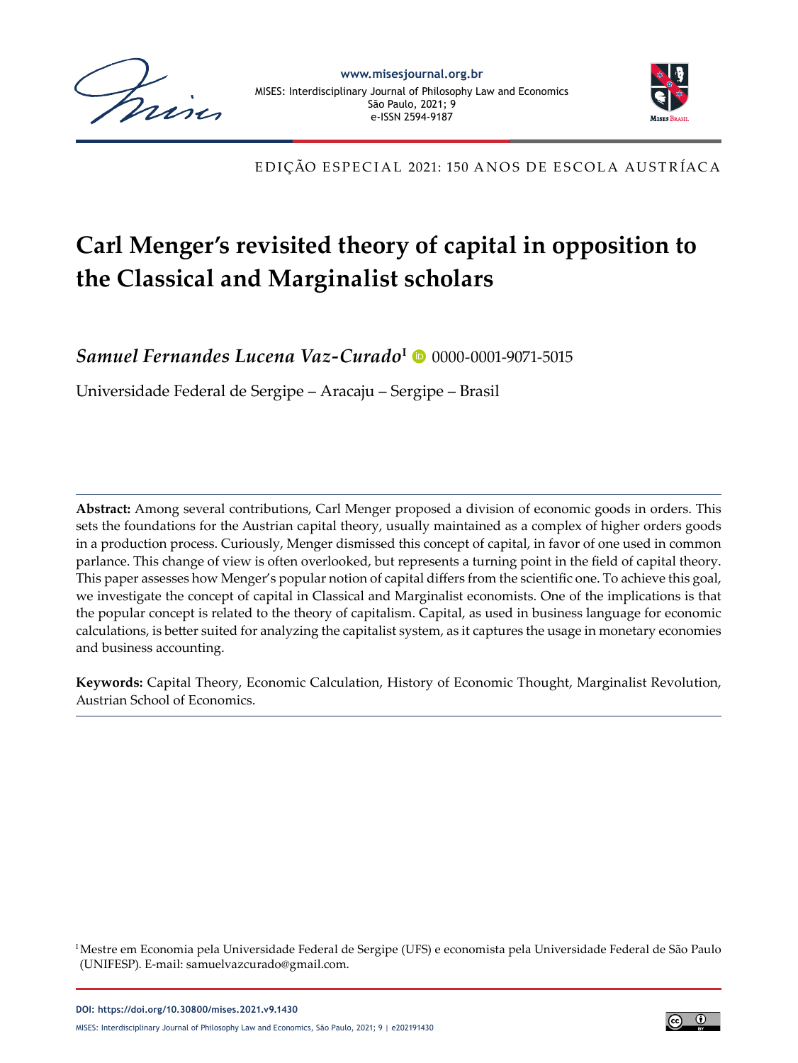EDIÇÃO ESPECIAL 2021: 150 ANOS DE ESCOLA AUSTRÍACA

# Carl Menger's revisited theory of capital in opposition to the Classical and Marginalist scholars

***Samuel Fernandes Lucena Vaz-Curado*** [I] 0000-0001-9071-5015

Universidade Federal de Sergipe – Aracaju – Sergipe – Brasil

---

**Abstract:** Among several contributions, Carl Menger proposed a division of economic goods in orders. This sets the foundations for the Austrian capital theory, usually maintained as a complex of higher orders goods in a production process. Curiously, Menger dismissed this concept of capital, in favor of one used in common parlance. This change of view is often overlooked, but represents a turning point in the field of capital theory. This paper assesses how Menger's popular notion of capital differs from the scientific one. To achieve this goal, we investigate the concept of capital in Classical and Marginalist economists. One of the implications is that the popular concept is related to the theory of capitalism. Capital, as used in business language for economic calculations, is better suited for analyzing the capitalist system, as it captures the usage in monetary economies and business accounting.

**Keywords:** Capital Theory, Economic Calculation, History of Economic Thought, Marginalist Revolution, Austrian School of Economics.

---

[I] Mestre em Economia pela Universidade Federal de Sergipe (UFS) e economista pela Universidade Federal de São Paulo (UNIFESP). E-mail: samuelvazcurado@gmail.com.

DOI: https://doi.org/10.30800/mises.2021.v9.1430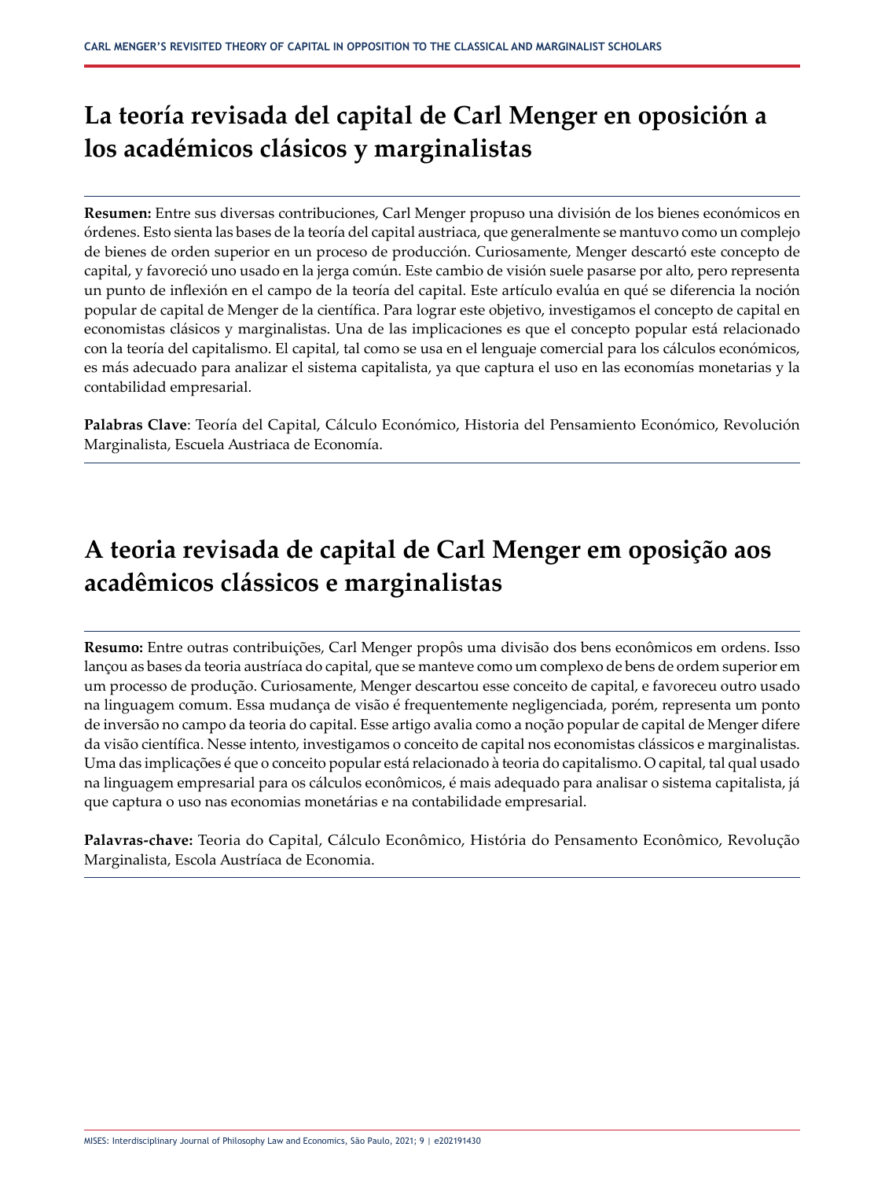# La teoría revisada del capital de Carl Menger en oposición a los académicos clásicos y marginalistas

**Resumen:** Entre sus diversas contribuciones, Carl Menger propuso una división de los bienes económicos en órdenes. Esto sienta las bases de la teoría del capital austriaca, que generalmente se mantuvo como un complejo de bienes de orden superior en un proceso de producción. Curiosamente, Menger descartó este concepto de capital, y favoreció uno usado en la jerga común. Este cambio de visión suele pasarse por alto, pero representa un punto de inflexión en el campo de la teoría del capital. Este artículo evalúa en qué se diferencia la noción popular de capital de Menger de la científica. Para lograr este objetivo, investigamos el concepto de capital en economistas clásicos y marginalistas. Una de las implicaciones es que el concepto popular está relacionado con la teoría del capitalismo. El capital, tal como se usa en el lenguaje comercial para los cálculos económicos, es más adecuado para analizar el sistema capitalista, ya que captura el uso en las economías monetarias y la contabilidad empresarial.

**Palabras Clave**: Teoría del Capital, Cálculo Económico, Historia del Pensamiento Económico, Revolución Marginalista, Escuela Austriaca de Economía.

# A teoria revisada de capital de Carl Menger em oposição aos acadêmicos clássicos e marginalistas

**Resumo:** Entre outras contribuições, Carl Menger propôs uma divisão dos bens econômicos em ordens. Isso lançou as bases da teoria austríaca do capital, que se manteve como um complexo de bens de ordem superior em um processo de produção. Curiosamente, Menger descartou esse conceito de capital, e favoreceu outro usado na linguagem comum. Essa mudança de visão é frequentemente negligenciada, porém, representa um ponto de inversão no campo da teoria do capital. Esse artigo avalia como a noção popular de capital de Menger difere da visão científica. Nesse intento, investigamos o conceito de capital nos economistas clássicos e marginalistas. Uma das implicações é que o conceito popular está relacionado à teoria do capitalismo. O capital, tal qual usado na linguagem empresarial para os cálculos econômicos, é mais adequado para analisar o sistema capitalista, já que captura o uso nas economias monetárias e na contabilidade empresarial.

**Palavras-chave:** Teoria do Capital, Cálculo Econômico, História do Pensamento Econômico, Revolução Marginalista, Escola Austríaca de Economia.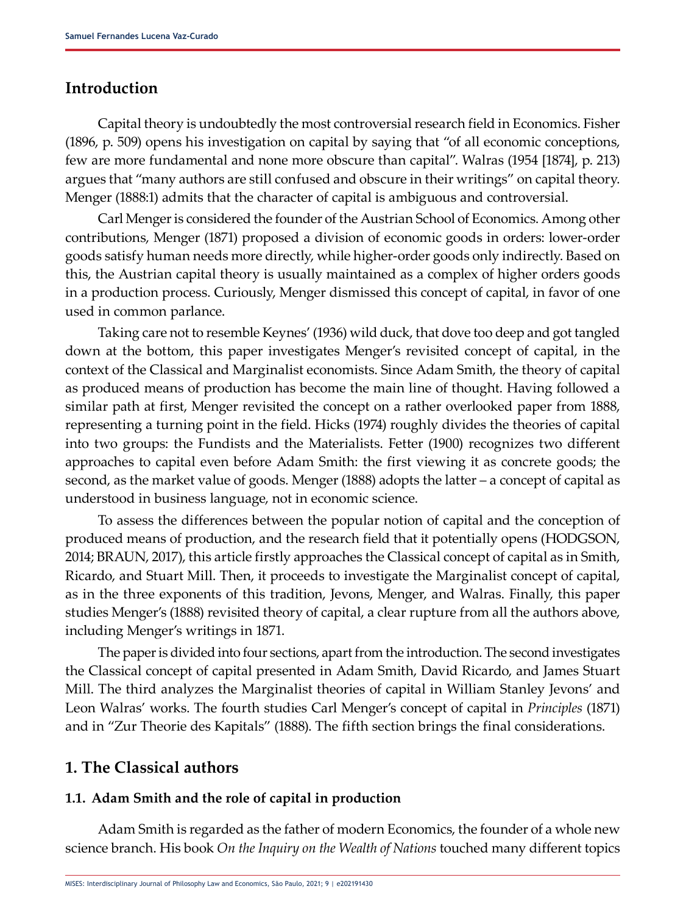## Introduction

Capital theory is undoubtedly the most controversial research field in Economics. Fisher (1896, p. 509) opens his investigation on capital by saying that "of all economic conceptions, few are more fundamental and none more obscure than capital". Walras (1954 [1874], p. 213) argues that "many authors are still confused and obscure in their writings" on capital theory. Menger (1888:1) admits that the character of capital is ambiguous and controversial.

Carl Menger is considered the founder of the Austrian School of Economics. Among other contributions, Menger (1871) proposed a division of economic goods in orders: lower-order goods satisfy human needs more directly, while higher-order goods only indirectly. Based on this, the Austrian capital theory is usually maintained as a complex of higher orders goods in a production process. Curiously, Menger dismissed this concept of capital, in favor of one used in common parlance.

Taking care not to resemble Keynes' (1936) wild duck, that dove too deep and got tangled down at the bottom, this paper investigates Menger's revisited concept of capital, in the context of the Classical and Marginalist economists. Since Adam Smith, the theory of capital as produced means of production has become the main line of thought. Having followed a similar path at first, Menger revisited the concept on a rather overlooked paper from 1888, representing a turning point in the field. Hicks (1974) roughly divides the theories of capital into two groups: the Fundists and the Materialists. Fetter (1900) recognizes two different approaches to capital even before Adam Smith: the first viewing it as concrete goods; the second, as the market value of goods. Menger (1888) adopts the latter – a concept of capital as understood in business language, not in economic science.

To assess the differences between the popular notion of capital and the conception of produced means of production, and the research field that it potentially opens (HODGSON, 2014; BRAUN, 2017), this article firstly approaches the Classical concept of capital as in Smith, Ricardo, and Stuart Mill. Then, it proceeds to investigate the Marginalist concept of capital, as in the three exponents of this tradition, Jevons, Menger, and Walras. Finally, this paper studies Menger's (1888) revisited theory of capital, a clear rupture from all the authors above, including Menger's writings in 1871.

The paper is divided into four sections, apart from the introduction. The second investigates the Classical concept of capital presented in Adam Smith, David Ricardo, and James Stuart Mill. The third analyzes the Marginalist theories of capital in William Stanley Jevons' and Leon Walras' works. The fourth studies Carl Menger's concept of capital in *Principles* (1871) and in "Zur Theorie des Kapitals" (1888). The fifth section brings the final considerations.

## 1. The Classical authors

### 1.1. Adam Smith and the role of capital in production

Adam Smith is regarded as the father of modern Economics, the founder of a whole new science branch. His book *On the Inquiry on the Wealth of Nations* touched many different topics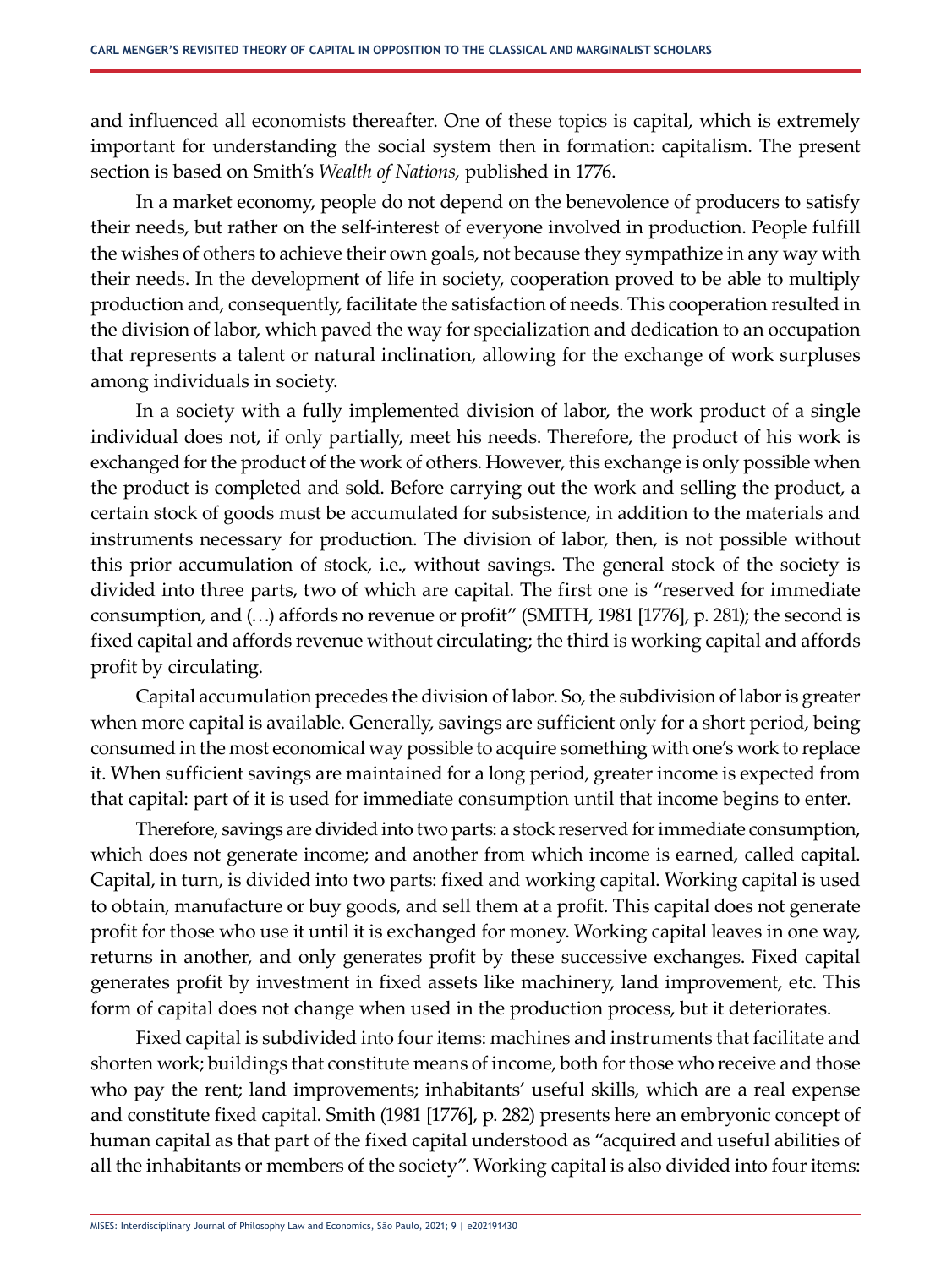and influenced all economists thereafter. One of these topics is capital, which is extremely important for understanding the social system then in formation: capitalism. The present section is based on Smith's *Wealth of Nations*, published in 1776.

In a market economy, people do not depend on the benevolence of producers to satisfy their needs, but rather on the self-interest of everyone involved in production. People fulfill the wishes of others to achieve their own goals, not because they sympathize in any way with their needs. In the development of life in society, cooperation proved to be able to multiply production and, consequently, facilitate the satisfaction of needs. This cooperation resulted in the division of labor, which paved the way for specialization and dedication to an occupation that represents a talent or natural inclination, allowing for the exchange of work surpluses among individuals in society.

In a society with a fully implemented division of labor, the work product of a single individual does not, if only partially, meet his needs. Therefore, the product of his work is exchanged for the product of the work of others. However, this exchange is only possible when the product is completed and sold. Before carrying out the work and selling the product, a certain stock of goods must be accumulated for subsistence, in addition to the materials and instruments necessary for production. The division of labor, then, is not possible without this prior accumulation of stock, i.e., without savings. The general stock of the society is divided into three parts, two of which are capital. The first one is "reserved for immediate consumption, and (…) affords no revenue or profit" (SMITH, 1981 [1776], p. 281); the second is fixed capital and affords revenue without circulating; the third is working capital and affords profit by circulating.

Capital accumulation precedes the division of labor. So, the subdivision of labor is greater when more capital is available. Generally, savings are sufficient only for a short period, being consumed in the most economical way possible to acquire something with one's work to replace it. When sufficient savings are maintained for a long period, greater income is expected from that capital: part of it is used for immediate consumption until that income begins to enter.

Therefore, savings are divided into two parts: a stock reserved for immediate consumption, which does not generate income; and another from which income is earned, called capital. Capital, in turn, is divided into two parts: fixed and working capital. Working capital is used to obtain, manufacture or buy goods, and sell them at a profit. This capital does not generate profit for those who use it until it is exchanged for money. Working capital leaves in one way, returns in another, and only generates profit by these successive exchanges. Fixed capital generates profit by investment in fixed assets like machinery, land improvement, etc. This form of capital does not change when used in the production process, but it deteriorates.

Fixed capital is subdivided into four items: machines and instruments that facilitate and shorten work; buildings that constitute means of income, both for those who receive and those who pay the rent; land improvements; inhabitants' useful skills, which are a real expense and constitute fixed capital. Smith (1981 [1776], p. 282) presents here an embryonic concept of human capital as that part of the fixed capital understood as "acquired and useful abilities of all the inhabitants or members of the society". Working capital is also divided into four items: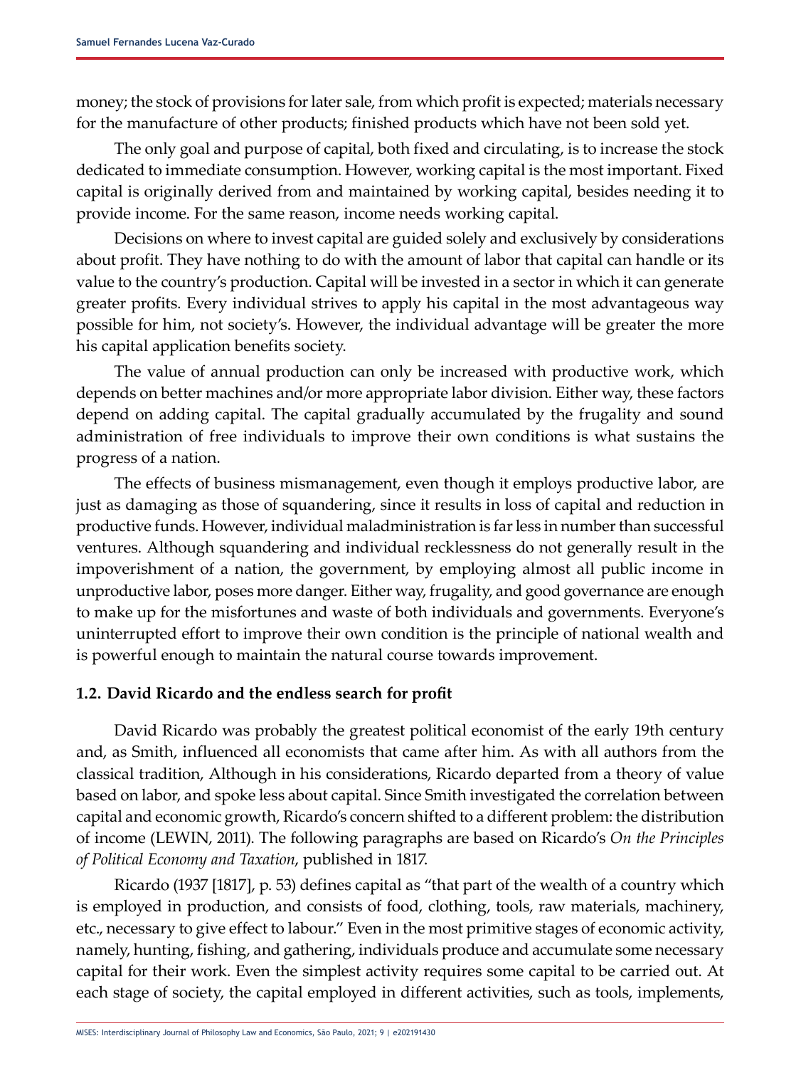money; the stock of provisions for later sale, from which profit is expected; materials necessary for the manufacture of other products; finished products which have not been sold yet.

The only goal and purpose of capital, both fixed and circulating, is to increase the stock dedicated to immediate consumption. However, working capital is the most important. Fixed capital is originally derived from and maintained by working capital, besides needing it to provide income. For the same reason, income needs working capital.

Decisions on where to invest capital are guided solely and exclusively by considerations about profit. They have nothing to do with the amount of labor that capital can handle or its value to the country's production. Capital will be invested in a sector in which it can generate greater profits. Every individual strives to apply his capital in the most advantageous way possible for him, not society's. However, the individual advantage will be greater the more his capital application benefits society.

The value of annual production can only be increased with productive work, which depends on better machines and/or more appropriate labor division. Either way, these factors depend on adding capital. The capital gradually accumulated by the frugality and sound administration of free individuals to improve their own conditions is what sustains the progress of a nation.

The effects of business mismanagement, even though it employs productive labor, are just as damaging as those of squandering, since it results in loss of capital and reduction in productive funds. However, individual maladministration is far less in number than successful ventures. Although squandering and individual recklessness do not generally result in the impoverishment of a nation, the government, by employing almost all public income in unproductive labor, poses more danger. Either way, frugality, and good governance are enough to make up for the misfortunes and waste of both individuals and governments. Everyone's uninterrupted effort to improve their own condition is the principle of national wealth and is powerful enough to maintain the natural course towards improvement.

### 1.2. David Ricardo and the endless search for profit

David Ricardo was probably the greatest political economist of the early 19th century and, as Smith, influenced all economists that came after him. As with all authors from the classical tradition, Although in his considerations, Ricardo departed from a theory of value based on labor, and spoke less about capital. Since Smith investigated the correlation between capital and economic growth, Ricardo's concern shifted to a different problem: the distribution of income (LEWIN, 2011). The following paragraphs are based on Ricardo's *On the Principles of Political Economy and Taxation*, published in 1817.

Ricardo (1937 [1817], p. 53) defines capital as "that part of the wealth of a country which is employed in production, and consists of food, clothing, tools, raw materials, machinery, etc., necessary to give effect to labour." Even in the most primitive stages of economic activity, namely, hunting, fishing, and gathering, individuals produce and accumulate some necessary capital for their work. Even the simplest activity requires some capital to be carried out. At each stage of society, the capital employed in different activities, such as tools, implements,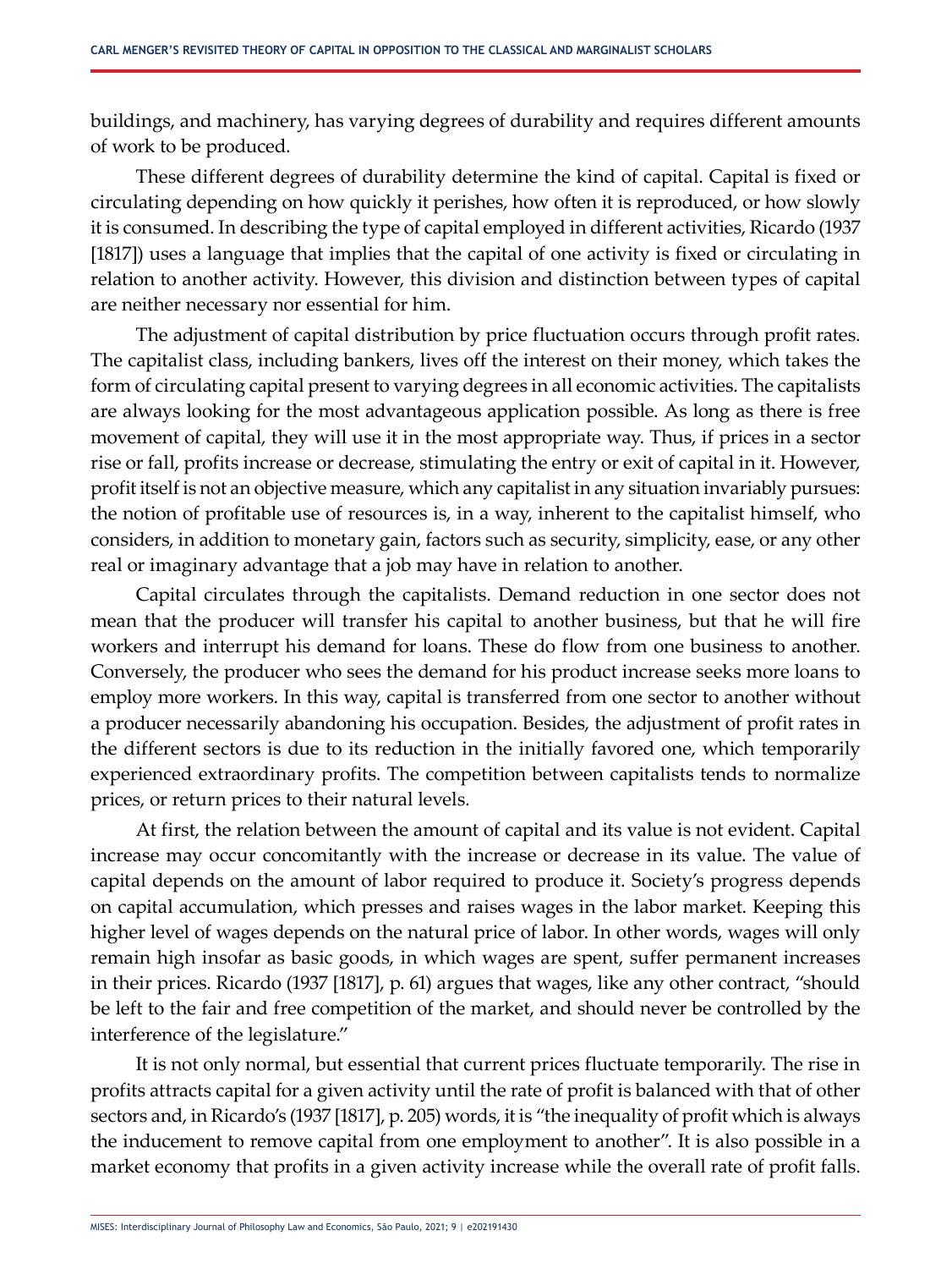buildings, and machinery, has varying degrees of durability and requires different amounts of work to be produced.

These different degrees of durability determine the kind of capital. Capital is fixed or circulating depending on how quickly it perishes, how often it is reproduced, or how slowly it is consumed. In describing the type of capital employed in different activities, Ricardo (1937 [1817]) uses a language that implies that the capital of one activity is fixed or circulating in relation to another activity. However, this division and distinction between types of capital are neither necessary nor essential for him.

The adjustment of capital distribution by price fluctuation occurs through profit rates. The capitalist class, including bankers, lives off the interest on their money, which takes the form of circulating capital present to varying degrees in all economic activities. The capitalists are always looking for the most advantageous application possible. As long as there is free movement of capital, they will use it in the most appropriate way. Thus, if prices in a sector rise or fall, profits increase or decrease, stimulating the entry or exit of capital in it. However, profit itself is not an objective measure, which any capitalist in any situation invariably pursues: the notion of profitable use of resources is, in a way, inherent to the capitalist himself, who considers, in addition to monetary gain, factors such as security, simplicity, ease, or any other real or imaginary advantage that a job may have in relation to another.

Capital circulates through the capitalists. Demand reduction in one sector does not mean that the producer will transfer his capital to another business, but that he will fire workers and interrupt his demand for loans. These do flow from one business to another. Conversely, the producer who sees the demand for his product increase seeks more loans to employ more workers. In this way, capital is transferred from one sector to another without a producer necessarily abandoning his occupation. Besides, the adjustment of profit rates in the different sectors is due to its reduction in the initially favored one, which temporarily experienced extraordinary profits. The competition between capitalists tends to normalize prices, or return prices to their natural levels.

At first, the relation between the amount of capital and its value is not evident. Capital increase may occur concomitantly with the increase or decrease in its value. The value of capital depends on the amount of labor required to produce it. Society's progress depends on capital accumulation, which presses and raises wages in the labor market. Keeping this higher level of wages depends on the natural price of labor. In other words, wages will only remain high insofar as basic goods, in which wages are spent, suffer permanent increases in their prices. Ricardo (1937 [1817], p. 61) argues that wages, like any other contract, "should be left to the fair and free competition of the market, and should never be controlled by the interference of the legislature."

It is not only normal, but essential that current prices fluctuate temporarily. The rise in profits attracts capital for a given activity until the rate of profit is balanced with that of other sectors and, in Ricardo's (1937 [1817], p. 205) words, it is "the inequality of profit which is always the inducement to remove capital from one employment to another". It is also possible in a market economy that profits in a given activity increase while the overall rate of profit falls.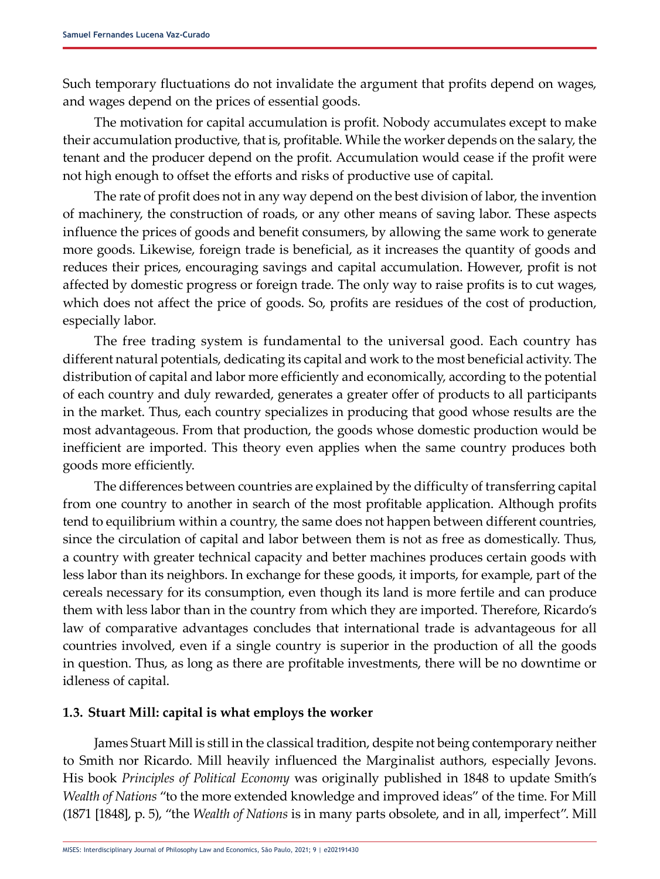Such temporary fluctuations do not invalidate the argument that profits depend on wages, and wages depend on the prices of essential goods.

The motivation for capital accumulation is profit. Nobody accumulates except to make their accumulation productive, that is, profitable. While the worker depends on the salary, the tenant and the producer depend on the profit. Accumulation would cease if the profit were not high enough to offset the efforts and risks of productive use of capital.

The rate of profit does not in any way depend on the best division of labor, the invention of machinery, the construction of roads, or any other means of saving labor. These aspects influence the prices of goods and benefit consumers, by allowing the same work to generate more goods. Likewise, foreign trade is beneficial, as it increases the quantity of goods and reduces their prices, encouraging savings and capital accumulation. However, profit is not affected by domestic progress or foreign trade. The only way to raise profits is to cut wages, which does not affect the price of goods. So, profits are residues of the cost of production, especially labor.

The free trading system is fundamental to the universal good. Each country has different natural potentials, dedicating its capital and work to the most beneficial activity. The distribution of capital and labor more efficiently and economically, according to the potential of each country and duly rewarded, generates a greater offer of products to all participants in the market. Thus, each country specializes in producing that good whose results are the most advantageous. From that production, the goods whose domestic production would be inefficient are imported. This theory even applies when the same country produces both goods more efficiently.

The differences between countries are explained by the difficulty of transferring capital from one country to another in search of the most profitable application. Although profits tend to equilibrium within a country, the same does not happen between different countries, since the circulation of capital and labor between them is not as free as domestically. Thus, a country with greater technical capacity and better machines produces certain goods with less labor than its neighbors. In exchange for these goods, it imports, for example, part of the cereals necessary for its consumption, even though its land is more fertile and can produce them with less labor than in the country from which they are imported. Therefore, Ricardo's law of comparative advantages concludes that international trade is advantageous for all countries involved, even if a single country is superior in the production of all the goods in question. Thus, as long as there are profitable investments, there will be no downtime or idleness of capital.

### 1.3. Stuart Mill: capital is what employs the worker

James Stuart Mill is still in the classical tradition, despite not being contemporary neither to Smith nor Ricardo. Mill heavily influenced the Marginalist authors, especially Jevons. His book *Principles of Political Economy* was originally published in 1848 to update Smith's *Wealth of Nations* "to the more extended knowledge and improved ideas" of the time. For Mill (1871 [1848], p. 5), "the *Wealth of Nations* is in many parts obsolete, and in all, imperfect". Mill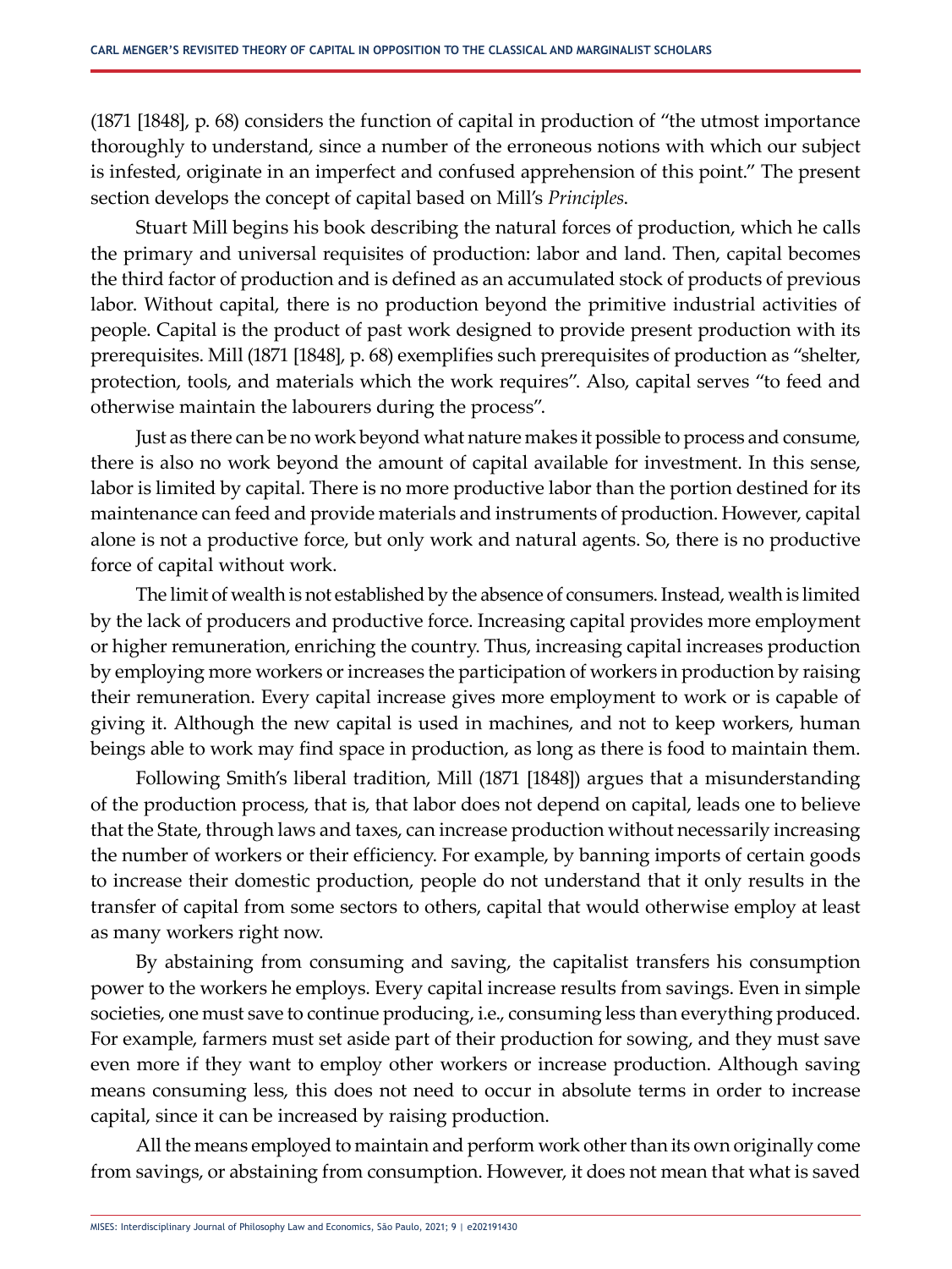(1871 [1848], p. 68) considers the function of capital in production of "the utmost importance thoroughly to understand, since a number of the erroneous notions with which our subject is infested, originate in an imperfect and confused apprehension of this point." The present section develops the concept of capital based on Mill's *Principles*.

Stuart Mill begins his book describing the natural forces of production, which he calls the primary and universal requisites of production: labor and land. Then, capital becomes the third factor of production and is defined as an accumulated stock of products of previous labor. Without capital, there is no production beyond the primitive industrial activities of people. Capital is the product of past work designed to provide present production with its prerequisites. Mill (1871 [1848], p. 68) exemplifies such prerequisites of production as "shelter, protection, tools, and materials which the work requires". Also, capital serves "to feed and otherwise maintain the labourers during the process".

Just as there can be no work beyond what nature makes it possible to process and consume, there is also no work beyond the amount of capital available for investment. In this sense, labor is limited by capital. There is no more productive labor than the portion destined for its maintenance can feed and provide materials and instruments of production. However, capital alone is not a productive force, but only work and natural agents. So, there is no productive force of capital without work.

The limit of wealth is not established by the absence of consumers. Instead, wealth is limited by the lack of producers and productive force. Increasing capital provides more employment or higher remuneration, enriching the country. Thus, increasing capital increases production by employing more workers or increases the participation of workers in production by raising their remuneration. Every capital increase gives more employment to work or is capable of giving it. Although the new capital is used in machines, and not to keep workers, human beings able to work may find space in production, as long as there is food to maintain them.

Following Smith's liberal tradition, Mill (1871 [1848]) argues that a misunderstanding of the production process, that is, that labor does not depend on capital, leads one to believe that the State, through laws and taxes, can increase production without necessarily increasing the number of workers or their efficiency. For example, by banning imports of certain goods to increase their domestic production, people do not understand that it only results in the transfer of capital from some sectors to others, capital that would otherwise employ at least as many workers right now.

By abstaining from consuming and saving, the capitalist transfers his consumption power to the workers he employs. Every capital increase results from savings. Even in simple societies, one must save to continue producing, i.e., consuming less than everything produced. For example, farmers must set aside part of their production for sowing, and they must save even more if they want to employ other workers or increase production. Although saving means consuming less, this does not need to occur in absolute terms in order to increase capital, since it can be increased by raising production.

All the means employed to maintain and perform work other than its own originally come from savings, or abstaining from consumption. However, it does not mean that what is saved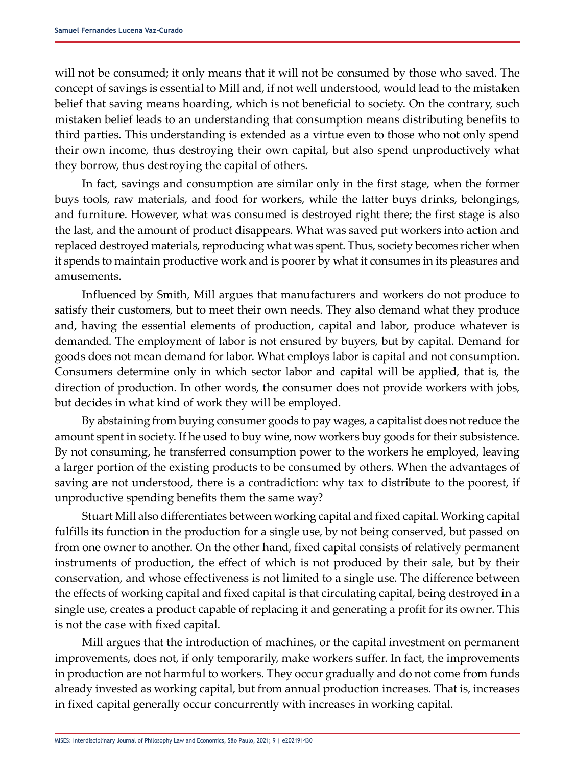will not be consumed; it only means that it will not be consumed by those who saved. The concept of savings is essential to Mill and, if not well understood, would lead to the mistaken belief that saving means hoarding, which is not beneficial to society. On the contrary, such mistaken belief leads to an understanding that consumption means distributing benefits to third parties. This understanding is extended as a virtue even to those who not only spend their own income, thus destroying their own capital, but also spend unproductively what they borrow, thus destroying the capital of others.

In fact, savings and consumption are similar only in the first stage, when the former buys tools, raw materials, and food for workers, while the latter buys drinks, belongings, and furniture. However, what was consumed is destroyed right there; the first stage is also the last, and the amount of product disappears. What was saved put workers into action and replaced destroyed materials, reproducing what was spent. Thus, society becomes richer when it spends to maintain productive work and is poorer by what it consumes in its pleasures and amusements.

Influenced by Smith, Mill argues that manufacturers and workers do not produce to satisfy their customers, but to meet their own needs. They also demand what they produce and, having the essential elements of production, capital and labor, produce whatever is demanded. The employment of labor is not ensured by buyers, but by capital. Demand for goods does not mean demand for labor. What employs labor is capital and not consumption. Consumers determine only in which sector labor and capital will be applied, that is, the direction of production. In other words, the consumer does not provide workers with jobs, but decides in what kind of work they will be employed.

By abstaining from buying consumer goods to pay wages, a capitalist does not reduce the amount spent in society. If he used to buy wine, now workers buy goods for their subsistence. By not consuming, he transferred consumption power to the workers he employed, leaving a larger portion of the existing products to be consumed by others. When the advantages of saving are not understood, there is a contradiction: why tax to distribute to the poorest, if unproductive spending benefits them the same way?

Stuart Mill also differentiates between working capital and fixed capital. Working capital fulfills its function in the production for a single use, by not being conserved, but passed on from one owner to another. On the other hand, fixed capital consists of relatively permanent instruments of production, the effect of which is not produced by their sale, but by their conservation, and whose effectiveness is not limited to a single use. The difference between the effects of working capital and fixed capital is that circulating capital, being destroyed in a single use, creates a product capable of replacing it and generating a profit for its owner. This is not the case with fixed capital.

Mill argues that the introduction of machines, or the capital investment on permanent improvements, does not, if only temporarily, make workers suffer. In fact, the improvements in production are not harmful to workers. They occur gradually and do not come from funds already invested as working capital, but from annual production increases. That is, increases in fixed capital generally occur concurrently with increases in working capital.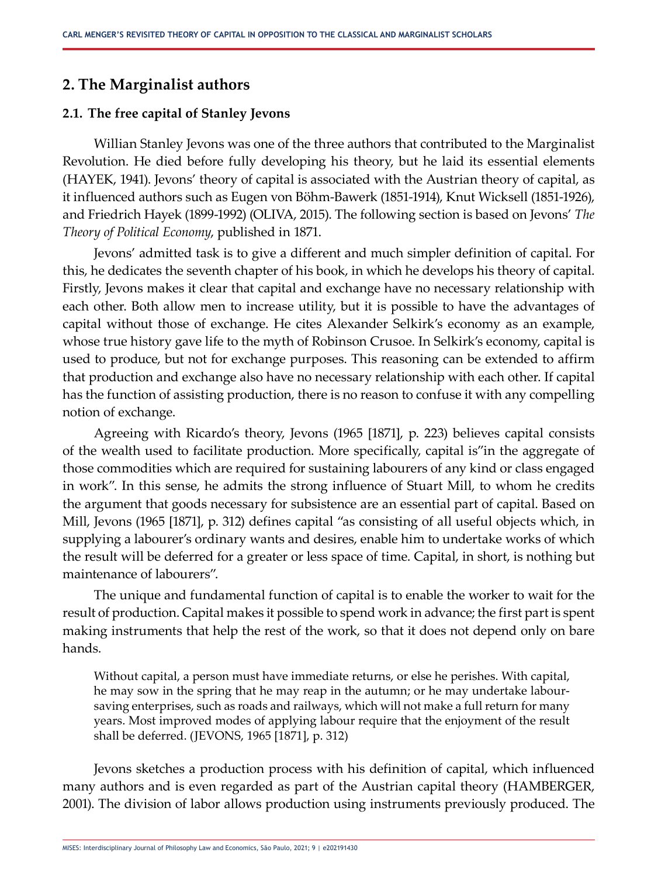## 2. The Marginalist authors

### 2.1. The free capital of Stanley Jevons

Willian Stanley Jevons was one of the three authors that contributed to the Marginalist Revolution. He died before fully developing his theory, but he laid its essential elements (HAYEK, 1941). Jevons' theory of capital is associated with the Austrian theory of capital, as it influenced authors such as Eugen von Böhm-Bawerk (1851-1914), Knut Wicksell (1851-1926), and Friedrich Hayek (1899-1992) (OLIVA, 2015). The following section is based on Jevons' *The Theory of Political Economy*, published in 1871.

Jevons' admitted task is to give a different and much simpler definition of capital. For this, he dedicates the seventh chapter of his book, in which he develops his theory of capital. Firstly, Jevons makes it clear that capital and exchange have no necessary relationship with each other. Both allow men to increase utility, but it is possible to have the advantages of capital without those of exchange. He cites Alexander Selkirk's economy as an example, whose true history gave life to the myth of Robinson Crusoe. In Selkirk's economy, capital is used to produce, but not for exchange purposes. This reasoning can be extended to affirm that production and exchange also have no necessary relationship with each other. If capital has the function of assisting production, there is no reason to confuse it with any compelling notion of exchange.

Agreeing with Ricardo's theory, Jevons (1965 [1871], p. 223) believes capital consists of the wealth used to facilitate production. More specifically, capital is"in the aggregate of those commodities which are required for sustaining labourers of any kind or class engaged in work". In this sense, he admits the strong influence of Stuart Mill, to whom he credits the argument that goods necessary for subsistence are an essential part of capital. Based on Mill, Jevons (1965 [1871], p. 312) defines capital "as consisting of all useful objects which, in supplying a labourer's ordinary wants and desires, enable him to undertake works of which the result will be deferred for a greater or less space of time. Capital, in short, is nothing but maintenance of labourers".

The unique and fundamental function of capital is to enable the worker to wait for the result of production. Capital makes it possible to spend work in advance; the first part is spent making instruments that help the rest of the work, so that it does not depend only on bare hands.

> Without capital, a person must have immediate returns, or else he perishes. With capital, he may sow in the spring that he may reap in the autumn; or he may undertake labour-saving enterprises, such as roads and railways, which will not make a full return for many years. Most improved modes of applying labour require that the enjoyment of the result shall be deferred. (JEVONS, 1965 [1871], p. 312)

Jevons sketches a production process with his definition of capital, which influenced many authors and is even regarded as part of the Austrian capital theory (HAMBERGER, 2001). The division of labor allows production using instruments previously produced. The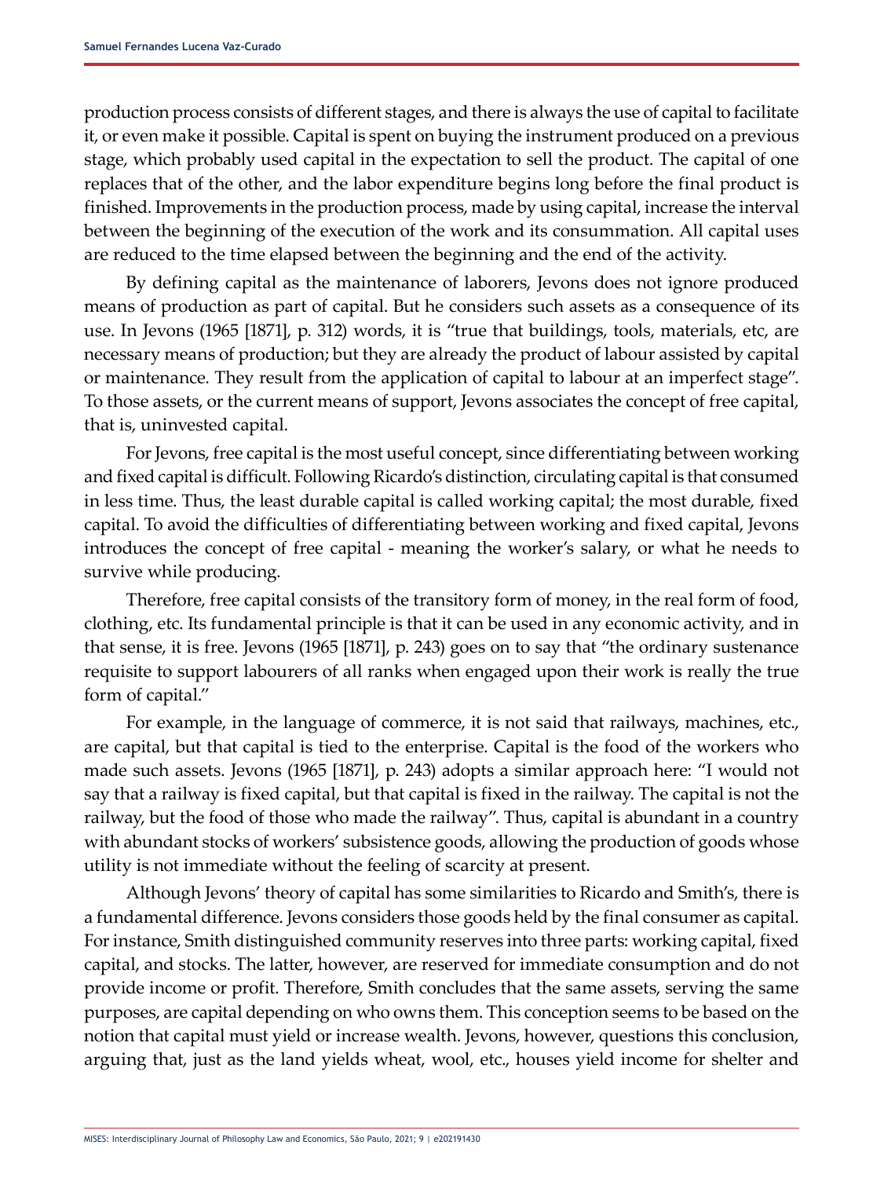production process consists of different stages, and there is always the use of capital to facilitate it, or even make it possible. Capital is spent on buying the instrument produced on a previous stage, which probably used capital in the expectation to sell the product. The capital of one replaces that of the other, and the labor expenditure begins long before the final product is finished. Improvements in the production process, made by using capital, increase the interval between the beginning of the execution of the work and its consummation. All capital uses are reduced to the time elapsed between the beginning and the end of the activity.

By defining capital as the maintenance of laborers, Jevons does not ignore produced means of production as part of capital. But he considers such assets as a consequence of its use. In Jevons (1965 [1871], p. 312) words, it is "true that buildings, tools, materials, etc, are necessary means of production; but they are already the product of labour assisted by capital or maintenance. They result from the application of capital to labour at an imperfect stage". To those assets, or the current means of support, Jevons associates the concept of free capital, that is, uninvested capital.

For Jevons, free capital is the most useful concept, since differentiating between working and fixed capital is difficult. Following Ricardo's distinction, circulating capital is that consumed in less time. Thus, the least durable capital is called working capital; the most durable, fixed capital. To avoid the difficulties of differentiating between working and fixed capital, Jevons introduces the concept of free capital - meaning the worker's salary, or what he needs to survive while producing.

Therefore, free capital consists of the transitory form of money, in the real form of food, clothing, etc. Its fundamental principle is that it can be used in any economic activity, and in that sense, it is free. Jevons (1965 [1871], p. 243) goes on to say that "the ordinary sustenance requisite to support labourers of all ranks when engaged upon their work is really the true form of capital."

For example, in the language of commerce, it is not said that railways, machines, etc., are capital, but that capital is tied to the enterprise. Capital is the food of the workers who made such assets. Jevons (1965 [1871], p. 243) adopts a similar approach here: "I would not say that a railway is fixed capital, but that capital is fixed in the railway. The capital is not the railway, but the food of those who made the railway". Thus, capital is abundant in a country with abundant stocks of workers' subsistence goods, allowing the production of goods whose utility is not immediate without the feeling of scarcity at present.

Although Jevons' theory of capital has some similarities to Ricardo and Smith's, there is a fundamental difference. Jevons considers those goods held by the final consumer as capital. For instance, Smith distinguished community reserves into three parts: working capital, fixed capital, and stocks. The latter, however, are reserved for immediate consumption and do not provide income or profit. Therefore, Smith concludes that the same assets, serving the same purposes, are capital depending on who owns them. This conception seems to be based on the notion that capital must yield or increase wealth. Jevons, however, questions this conclusion, arguing that, just as the land yields wheat, wool, etc., houses yield income for shelter and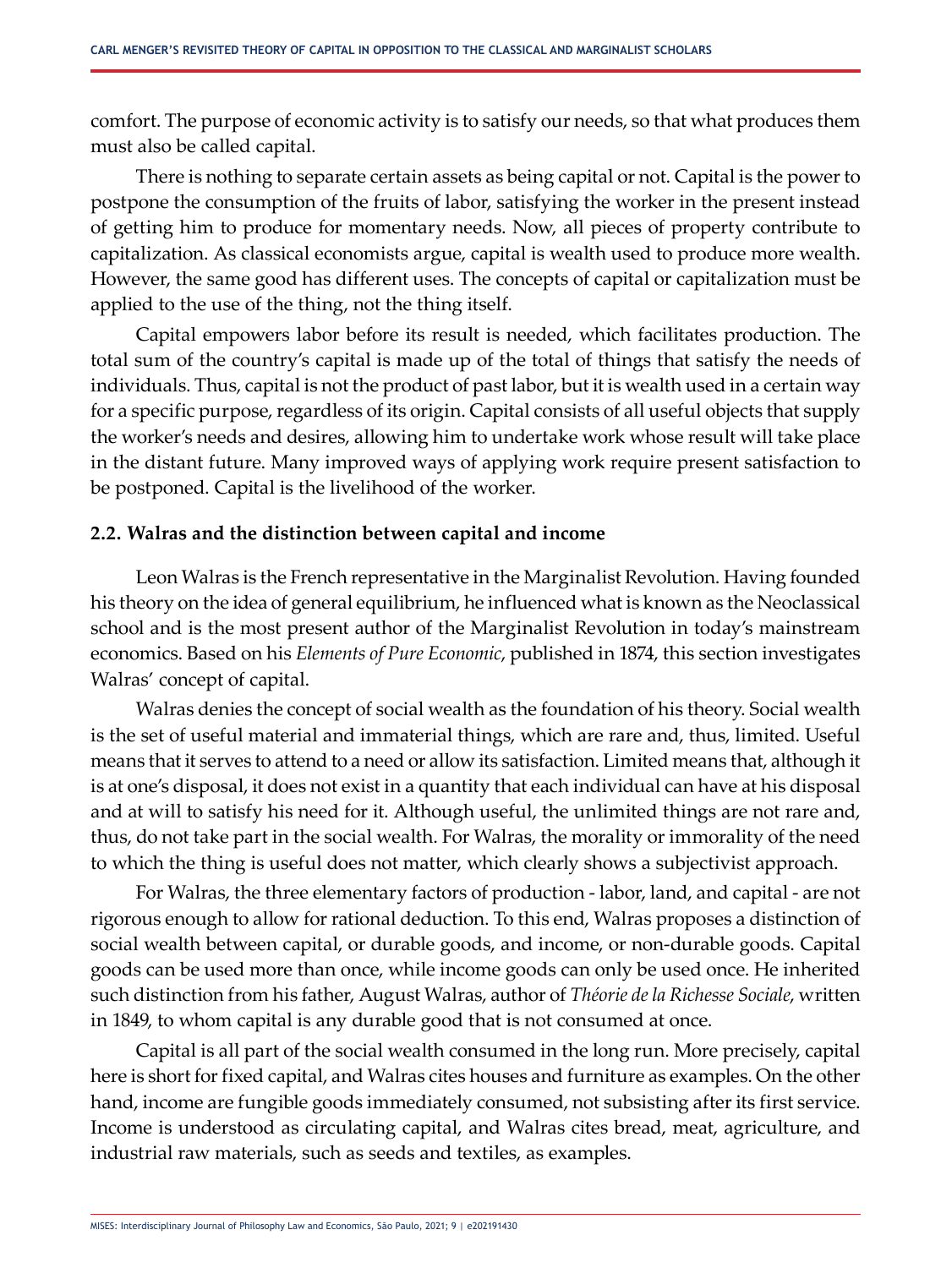comfort. The purpose of economic activity is to satisfy our needs, so that what produces them must also be called capital.

There is nothing to separate certain assets as being capital or not. Capital is the power to postpone the consumption of the fruits of labor, satisfying the worker in the present instead of getting him to produce for momentary needs. Now, all pieces of property contribute to capitalization. As classical economists argue, capital is wealth used to produce more wealth. However, the same good has different uses. The concepts of capital or capitalization must be applied to the use of the thing, not the thing itself.

Capital empowers labor before its result is needed, which facilitates production. The total sum of the country's capital is made up of the total of things that satisfy the needs of individuals. Thus, capital is not the product of past labor, but it is wealth used in a certain way for a specific purpose, regardless of its origin. Capital consists of all useful objects that supply the worker's needs and desires, allowing him to undertake work whose result will take place in the distant future. Many improved ways of applying work require present satisfaction to be postponed. Capital is the livelihood of the worker.

### 2.2. Walras and the distinction between capital and income

Leon Walras is the French representative in the Marginalist Revolution. Having founded his theory on the idea of general equilibrium, he influenced what is known as the Neoclassical school and is the most present author of the Marginalist Revolution in today's mainstream economics. Based on his *Elements of Pure Economic*, published in 1874, this section investigates Walras' concept of capital.

Walras denies the concept of social wealth as the foundation of his theory. Social wealth is the set of useful material and immaterial things, which are rare and, thus, limited. Useful means that it serves to attend to a need or allow its satisfaction. Limited means that, although it is at one's disposal, it does not exist in a quantity that each individual can have at his disposal and at will to satisfy his need for it. Although useful, the unlimited things are not rare and, thus, do not take part in the social wealth. For Walras, the morality or immorality of the need to which the thing is useful does not matter, which clearly shows a subjectivist approach.

For Walras, the three elementary factors of production - labor, land, and capital - are not rigorous enough to allow for rational deduction. To this end, Walras proposes a distinction of social wealth between capital, or durable goods, and income, or non-durable goods. Capital goods can be used more than once, while income goods can only be used once. He inherited such distinction from his father, August Walras, author of *Théorie de la Richesse Sociale*, written in 1849, to whom capital is any durable good that is not consumed at once.

Capital is all part of the social wealth consumed in the long run. More precisely, capital here is short for fixed capital, and Walras cites houses and furniture as examples. On the other hand, income are fungible goods immediately consumed, not subsisting after its first service. Income is understood as circulating capital, and Walras cites bread, meat, agriculture, and industrial raw materials, such as seeds and textiles, as examples.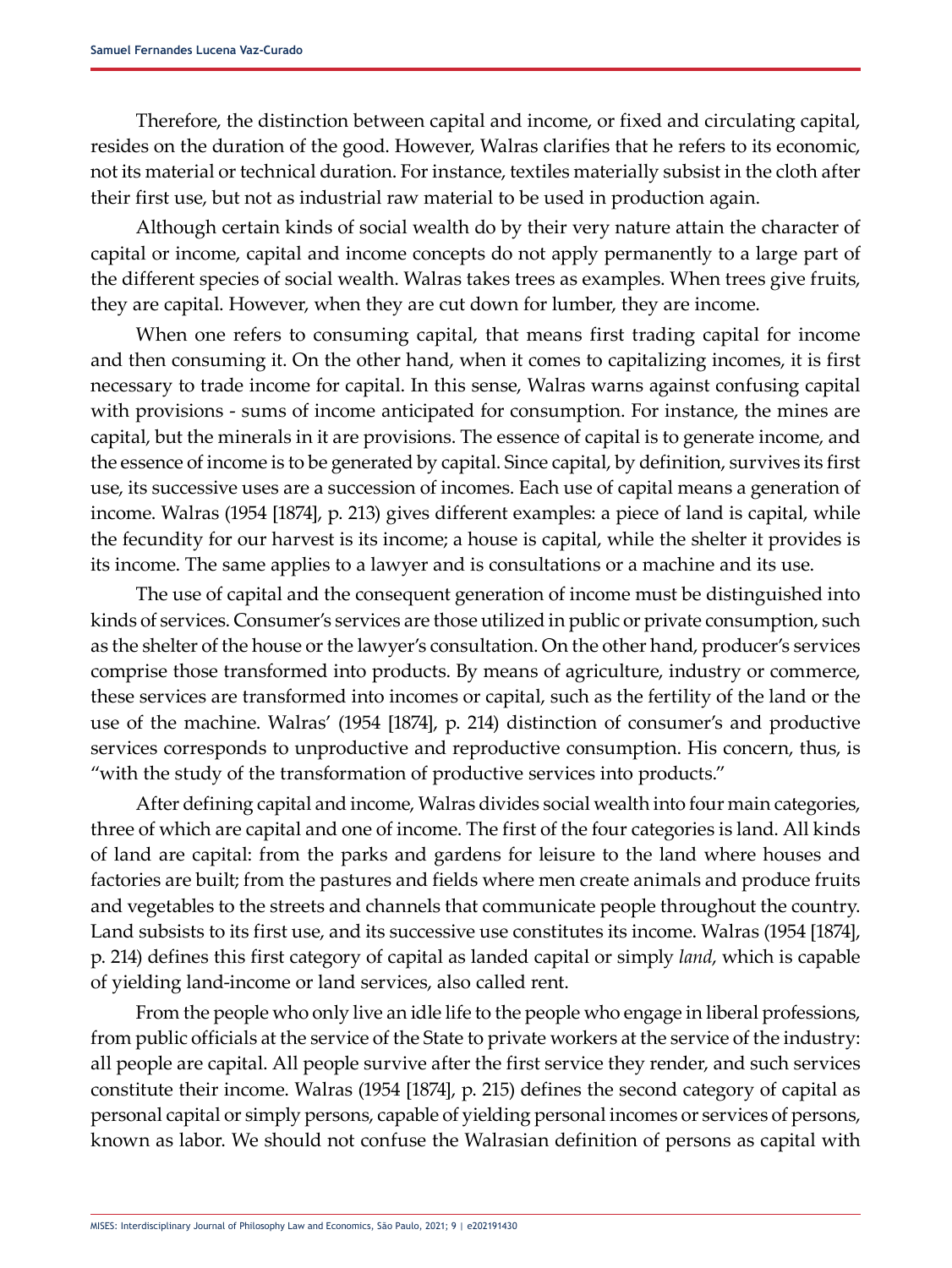Therefore, the distinction between capital and income, or fixed and circulating capital, resides on the duration of the good. However, Walras clarifies that he refers to its economic, not its material or technical duration. For instance, textiles materially subsist in the cloth after their first use, but not as industrial raw material to be used in production again.

Although certain kinds of social wealth do by their very nature attain the character of capital or income, capital and income concepts do not apply permanently to a large part of the different species of social wealth. Walras takes trees as examples. When trees give fruits, they are capital. However, when they are cut down for lumber, they are income.

When one refers to consuming capital, that means first trading capital for income and then consuming it. On the other hand, when it comes to capitalizing incomes, it is first necessary to trade income for capital. In this sense, Walras warns against confusing capital with provisions - sums of income anticipated for consumption. For instance, the mines are capital, but the minerals in it are provisions. The essence of capital is to generate income, and the essence of income is to be generated by capital. Since capital, by definition, survives its first use, its successive uses are a succession of incomes. Each use of capital means a generation of income. Walras (1954 [1874], p. 213) gives different examples: a piece of land is capital, while the fecundity for our harvest is its income; a house is capital, while the shelter it provides is its income. The same applies to a lawyer and is consultations or a machine and its use.

The use of capital and the consequent generation of income must be distinguished into kinds of services. Consumer's services are those utilized in public or private consumption, such as the shelter of the house or the lawyer's consultation. On the other hand, producer's services comprise those transformed into products. By means of agriculture, industry or commerce, these services are transformed into incomes or capital, such as the fertility of the land or the use of the machine. Walras' (1954 [1874], p. 214) distinction of consumer's and productive services corresponds to unproductive and reproductive consumption. His concern, thus, is "with the study of the transformation of productive services into products."

After defining capital and income, Walras divides social wealth into four main categories, three of which are capital and one of income. The first of the four categories is land. All kinds of land are capital: from the parks and gardens for leisure to the land where houses and factories are built; from the pastures and fields where men create animals and produce fruits and vegetables to the streets and channels that communicate people throughout the country. Land subsists to its first use, and its successive use constitutes its income. Walras (1954 [1874], p. 214) defines this first category of capital as landed capital or simply *land*, which is capable of yielding land-income or land services, also called rent.

From the people who only live an idle life to the people who engage in liberal professions, from public officials at the service of the State to private workers at the service of the industry: all people are capital. All people survive after the first service they render, and such services constitute their income. Walras (1954 [1874], p. 215) defines the second category of capital as personal capital or simply persons, capable of yielding personal incomes or services of persons, known as labor. We should not confuse the Walrasian definition of persons as capital with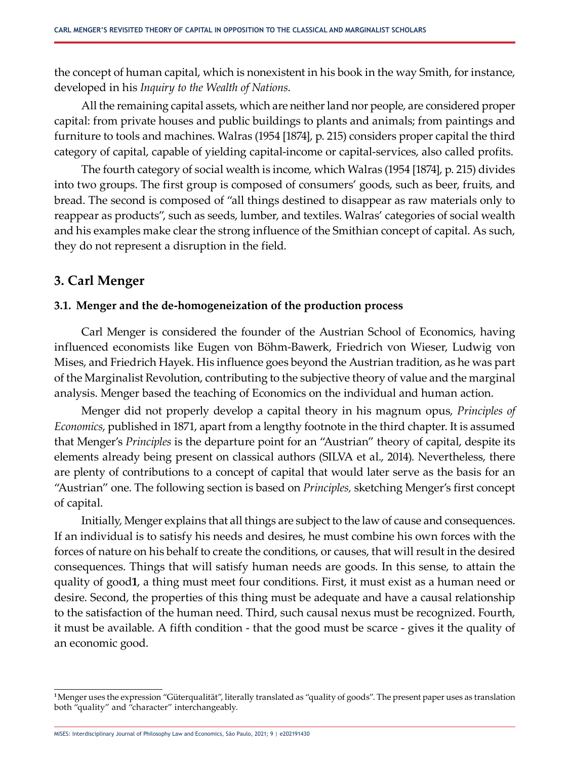the concept of human capital, which is nonexistent in his book in the way Smith, for instance, developed in his *Inquiry to the Wealth of Nations*.

All the remaining capital assets, which are neither land nor people, are considered proper capital: from private houses and public buildings to plants and animals; from paintings and furniture to tools and machines. Walras (1954 [1874], p. 215) considers proper capital the third category of capital, capable of yielding capital-income or capital-services, also called profits.

The fourth category of social wealth is income, which Walras (1954 [1874], p. 215) divides into two groups. The first group is composed of consumers' goods, such as beer, fruits, and bread. The second is composed of "all things destined to disappear as raw materials only to reappear as products", such as seeds, lumber, and textiles. Walras' categories of social wealth and his examples make clear the strong influence of the Smithian concept of capital. As such, they do not represent a disruption in the field.

## 3. Carl Menger

### 3.1. Menger and the de-homogeneization of the production process

Carl Menger is considered the founder of the Austrian School of Economics, having influenced economists like Eugen von Böhm-Bawerk, Friedrich von Wieser, Ludwig von Mises, and Friedrich Hayek. His influence goes beyond the Austrian tradition, as he was part of the Marginalist Revolution, contributing to the subjective theory of value and the marginal analysis. Menger based the teaching of Economics on the individual and human action.

Menger did not properly develop a capital theory in his magnum opus, *Principles of Economics*, published in 1871, apart from a lengthy footnote in the third chapter. It is assumed that Menger's *Principles* is the departure point for an "Austrian" theory of capital, despite its elements already being present on classical authors (SILVA et al., 2014). Nevertheless, there are plenty of contributions to a concept of capital that would later serve as the basis for an "Austrian" one. The following section is based on *Principles*, sketching Menger's first concept of capital.

Initially, Menger explains that all things are subject to the law of cause and consequences. If an individual is to satisfy his needs and desires, he must combine his own forces with the forces of nature on his behalf to create the conditions, or causes, that will result in the desired consequences. Things that will satisfy human needs are goods. In this sense, to attain the quality of good[1], a thing must meet four conditions. First, it must exist as a human need or desire. Second, the properties of this thing must be adequate and have a causal relationship to the satisfaction of the human need. Third, such causal nexus must be recognized. Fourth, it must be available. A fifth condition - that the good must be scarce - gives it the quality of an economic good.

---

[1] Menger uses the expression "Güterqualität", literally translated as "quality of goods". The present paper uses as translation both "quality" and "character" interchangeably.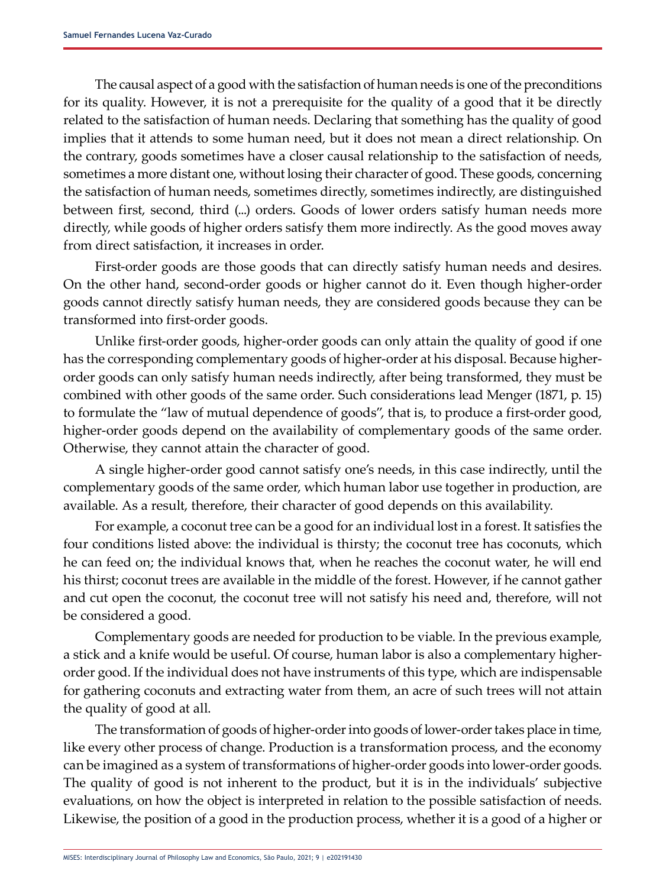The causal aspect of a good with the satisfaction of human needs is one of the preconditions for its quality. However, it is not a prerequisite for the quality of a good that it be directly related to the satisfaction of human needs. Declaring that something has the quality of good implies that it attends to some human need, but it does not mean a direct relationship. On the contrary, goods sometimes have a closer causal relationship to the satisfaction of needs, sometimes a more distant one, without losing their character of good. These goods, concerning the satisfaction of human needs, sometimes directly, sometimes indirectly, are distinguished between first, second, third (...) orders. Goods of lower orders satisfy human needs more directly, while goods of higher orders satisfy them more indirectly. As the good moves away from direct satisfaction, it increases in order.

First-order goods are those goods that can directly satisfy human needs and desires. On the other hand, second-order goods or higher cannot do it. Even though higher-order goods cannot directly satisfy human needs, they are considered goods because they can be transformed into first-order goods.

Unlike first-order goods, higher-order goods can only attain the quality of good if one has the corresponding complementary goods of higher-order at his disposal. Because higher-order goods can only satisfy human needs indirectly, after being transformed, they must be combined with other goods of the same order. Such considerations lead Menger (1871, p. 15) to formulate the "law of mutual dependence of goods", that is, to produce a first-order good, higher-order goods depend on the availability of complementary goods of the same order. Otherwise, they cannot attain the character of good.

A single higher-order good cannot satisfy one's needs, in this case indirectly, until the complementary goods of the same order, which human labor use together in production, are available. As a result, therefore, their character of good depends on this availability.

For example, a coconut tree can be a good for an individual lost in a forest. It satisfies the four conditions listed above: the individual is thirsty; the coconut tree has coconuts, which he can feed on; the individual knows that, when he reaches the coconut water, he will end his thirst; coconut trees are available in the middle of the forest. However, if he cannot gather and cut open the coconut, the coconut tree will not satisfy his need and, therefore, will not be considered a good.

Complementary goods are needed for production to be viable. In the previous example, a stick and a knife would be useful. Of course, human labor is also a complementary higher-order good. If the individual does not have instruments of this type, which are indispensable for gathering coconuts and extracting water from them, an acre of such trees will not attain the quality of good at all.

The transformation of goods of higher-order into goods of lower-order takes place in time, like every other process of change. Production is a transformation process, and the economy can be imagined as a system of transformations of higher-order goods into lower-order goods. The quality of good is not inherent to the product, but it is in the individuals' subjective evaluations, on how the object is interpreted in relation to the possible satisfaction of needs. Likewise, the position of a good in the production process, whether it is a good of a higher or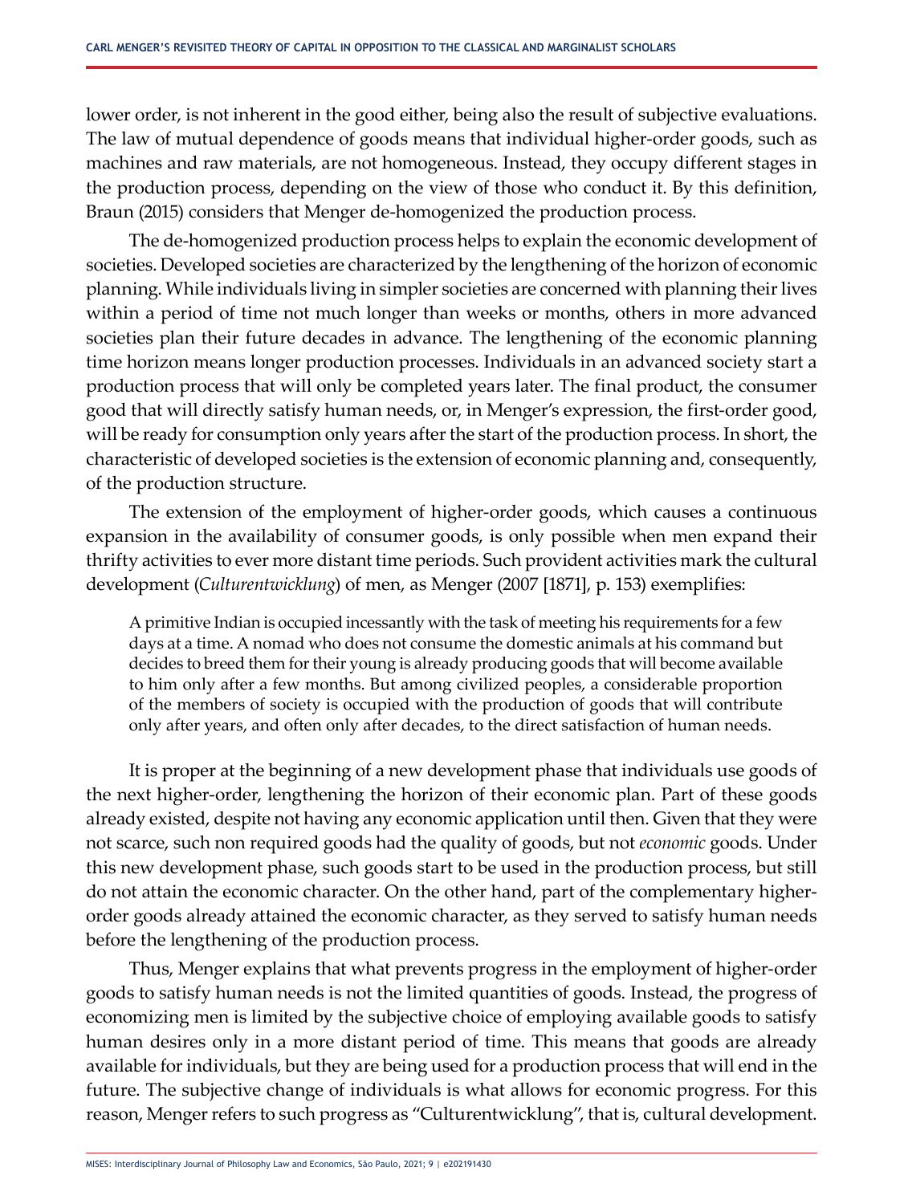lower order, is not inherent in the good either, being also the result of subjective evaluations. The law of mutual dependence of goods means that individual higher-order goods, such as machines and raw materials, are not homogeneous. Instead, they occupy different stages in the production process, depending on the view of those who conduct it. By this definition, Braun (2015) considers that Menger de-homogenized the production process.

The de-homogenized production process helps to explain the economic development of societies. Developed societies are characterized by the lengthening of the horizon of economic planning. While individuals living in simpler societies are concerned with planning their lives within a period of time not much longer than weeks or months, others in more advanced societies plan their future decades in advance. The lengthening of the economic planning time horizon means longer production processes. Individuals in an advanced society start a production process that will only be completed years later. The final product, the consumer good that will directly satisfy human needs, or, in Menger's expression, the first-order good, will be ready for consumption only years after the start of the production process. In short, the characteristic of developed societies is the extension of economic planning and, consequently, of the production structure.

The extension of the employment of higher-order goods, which causes a continuous expansion in the availability of consumer goods, is only possible when men expand their thrifty activities to ever more distant time periods. Such provident activities mark the cultural development (*Culturentwicklung*) of men, as Menger (2007 [1871], p. 153) exemplifies:

> A primitive Indian is occupied incessantly with the task of meeting his requirements for a few days at a time. A nomad who does not consume the domestic animals at his command but decides to breed them for their young is already producing goods that will become available to him only after a few months. But among civilized peoples, a considerable proportion of the members of society is occupied with the production of goods that will contribute only after years, and often only after decades, to the direct satisfaction of human needs.

It is proper at the beginning of a new development phase that individuals use goods of the next higher-order, lengthening the horizon of their economic plan. Part of these goods already existed, despite not having any economic application until then. Given that they were not scarce, such non required goods had the quality of goods, but not *economic* goods. Under this new development phase, such goods start to be used in the production process, but still do not attain the economic character. On the other hand, part of the complementary higher-order goods already attained the economic character, as they served to satisfy human needs before the lengthening of the production process.

Thus, Menger explains that what prevents progress in the employment of higher-order goods to satisfy human needs is not the limited quantities of goods. Instead, the progress of economizing men is limited by the subjective choice of employing available goods to satisfy human desires only in a more distant period of time. This means that goods are already available for individuals, but they are being used for a production process that will end in the future. The subjective change of individuals is what allows for economic progress. For this reason, Menger refers to such progress as "Culturentwicklung", that is, cultural development.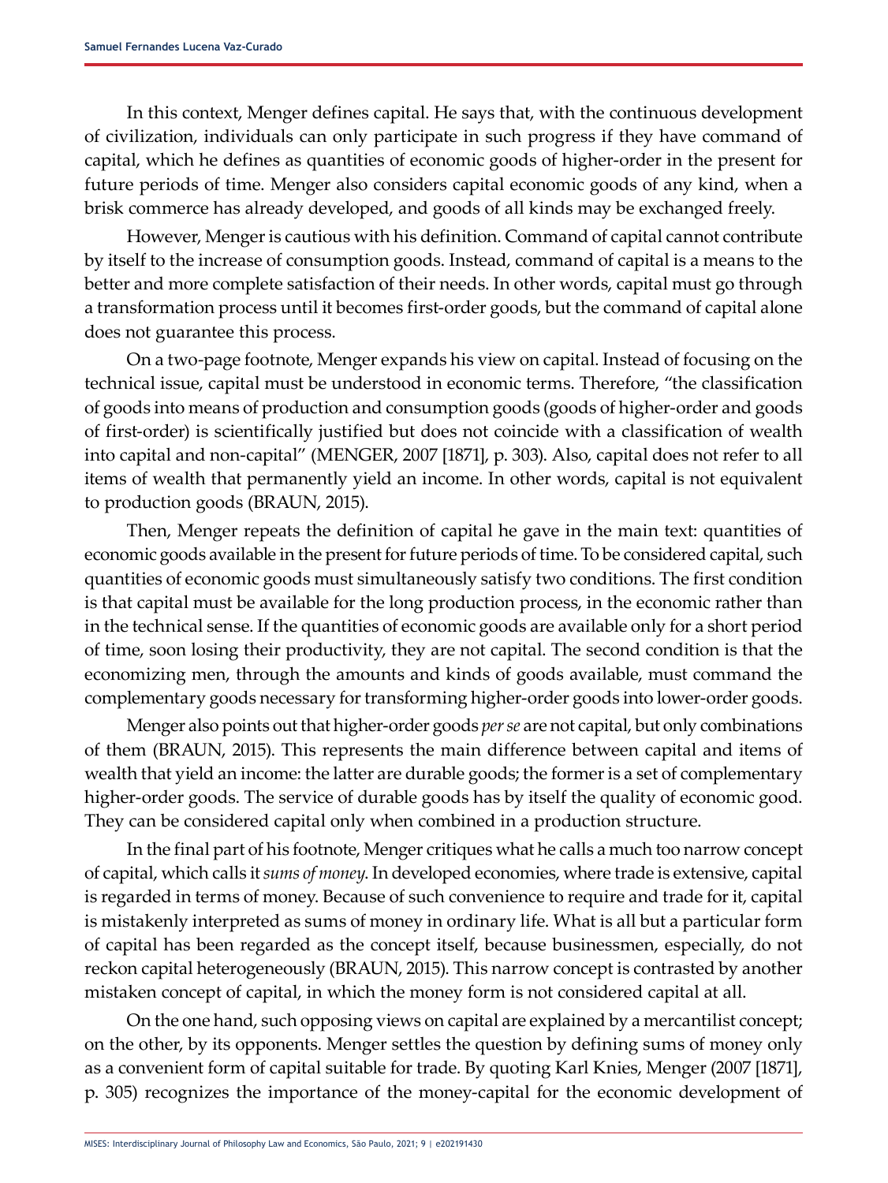In this context, Menger defines capital. He says that, with the continuous development of civilization, individuals can only participate in such progress if they have command of capital, which he defines as quantities of economic goods of higher-order in the present for future periods of time. Menger also considers capital economic goods of any kind, when a brisk commerce has already developed, and goods of all kinds may be exchanged freely.

However, Menger is cautious with his definition. Command of capital cannot contribute by itself to the increase of consumption goods. Instead, command of capital is a means to the better and more complete satisfaction of their needs. In other words, capital must go through a transformation process until it becomes first-order goods, but the command of capital alone does not guarantee this process.

On a two-page footnote, Menger expands his view on capital. Instead of focusing on the technical issue, capital must be understood in economic terms. Therefore, "the classification of goods into means of production and consumption goods (goods of higher-order and goods of first-order) is scientifically justified but does not coincide with a classification of wealth into capital and non-capital" (MENGER, 2007 [1871], p. 303). Also, capital does not refer to all items of wealth that permanently yield an income. In other words, capital is not equivalent to production goods (BRAUN, 2015).

Then, Menger repeats the definition of capital he gave in the main text: quantities of economic goods available in the present for future periods of time. To be considered capital, such quantities of economic goods must simultaneously satisfy two conditions. The first condition is that capital must be available for the long production process, in the economic rather than in the technical sense. If the quantities of economic goods are available only for a short period of time, soon losing their productivity, they are not capital. The second condition is that the economizing men, through the amounts and kinds of goods available, must command the complementary goods necessary for transforming higher-order goods into lower-order goods.

Menger also points out that higher-order goods *per se* are not capital, but only combinations of them (BRAUN, 2015). This represents the main difference between capital and items of wealth that yield an income: the latter are durable goods; the former is a set of complementary higher-order goods. The service of durable goods has by itself the quality of economic good. They can be considered capital only when combined in a production structure.

In the final part of his footnote, Menger critiques what he calls a much too narrow concept of capital, which calls it *sums of money*. In developed economies, where trade is extensive, capital is regarded in terms of money. Because of such convenience to require and trade for it, capital is mistakenly interpreted as sums of money in ordinary life. What is all but a particular form of capital has been regarded as the concept itself, because businessmen, especially, do not reckon capital heterogeneously (BRAUN, 2015). This narrow concept is contrasted by another mistaken concept of capital, in which the money form is not considered capital at all.

On the one hand, such opposing views on capital are explained by a mercantilist concept; on the other, by its opponents. Menger settles the question by defining sums of money only as a convenient form of capital suitable for trade. By quoting Karl Knies, Menger (2007 [1871], p. 305) recognizes the importance of the money-capital for the economic development of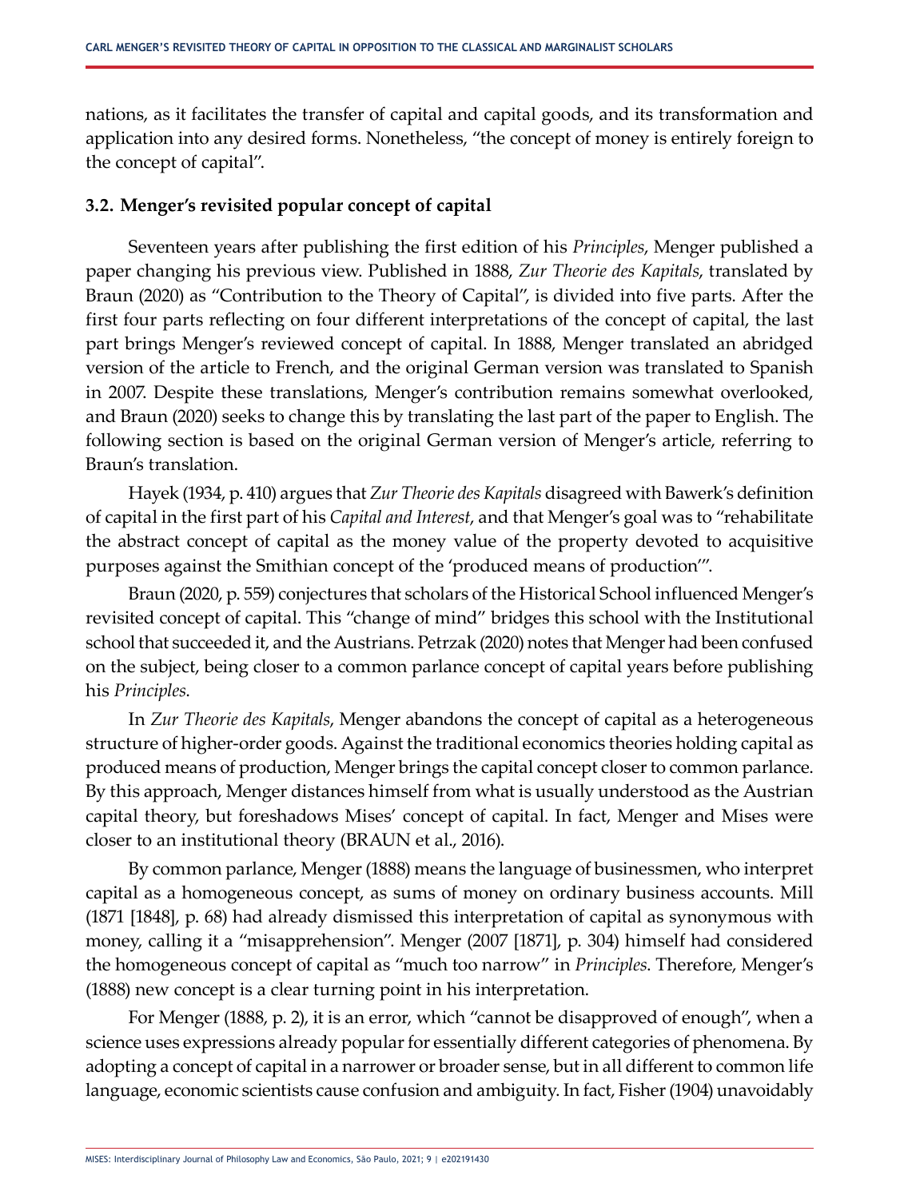nations, as it facilitates the transfer of capital and capital goods, and its transformation and application into any desired forms. Nonetheless, "the concept of money is entirely foreign to the concept of capital".

### 3.2. Menger's revisited popular concept of capital

Seventeen years after publishing the first edition of his *Principles*, Menger published a paper changing his previous view. Published in 1888, *Zur Theorie des Kapitals*, translated by Braun (2020) as "Contribution to the Theory of Capital", is divided into five parts. After the first four parts reflecting on four different interpretations of the concept of capital, the last part brings Menger's reviewed concept of capital. In 1888, Menger translated an abridged version of the article to French, and the original German version was translated to Spanish in 2007. Despite these translations, Menger's contribution remains somewhat overlooked, and Braun (2020) seeks to change this by translating the last part of the paper to English. The following section is based on the original German version of Menger's article, referring to Braun's translation.

Hayek (1934, p. 410) argues that *Zur Theorie des Kapitals* disagreed with Bawerk's definition of capital in the first part of his *Capital and Interest*, and that Menger's goal was to "rehabilitate the abstract concept of capital as the money value of the property devoted to acquisitive purposes against the Smithian concept of the 'produced means of production'".

Braun (2020, p. 559) conjectures that scholars of the Historical School influenced Menger's revisited concept of capital. This "change of mind" bridges this school with the Institutional school that succeeded it, and the Austrians. Petrzak (2020) notes that Menger had been confused on the subject, being closer to a common parlance concept of capital years before publishing his *Principles*.

In *Zur Theorie des Kapitals*, Menger abandons the concept of capital as a heterogeneous structure of higher-order goods. Against the traditional economics theories holding capital as produced means of production, Menger brings the capital concept closer to common parlance. By this approach, Menger distances himself from what is usually understood as the Austrian capital theory, but foreshadows Mises' concept of capital. In fact, Menger and Mises were closer to an institutional theory (BRAUN et al., 2016).

By common parlance, Menger (1888) means the language of businessmen, who interpret capital as a homogeneous concept, as sums of money on ordinary business accounts. Mill (1871 [1848], p. 68) had already dismissed this interpretation of capital as synonymous with money, calling it a "misapprehension". Menger (2007 [1871], p. 304) himself had considered the homogeneous concept of capital as "much too narrow" in *Principles*. Therefore, Menger's (1888) new concept is a clear turning point in his interpretation.

For Menger (1888, p. 2), it is an error, which "cannot be disapproved of enough", when a science uses expressions already popular for essentially different categories of phenomena. By adopting a concept of capital in a narrower or broader sense, but in all different to common life language, economic scientists cause confusion and ambiguity. In fact, Fisher (1904) unavoidably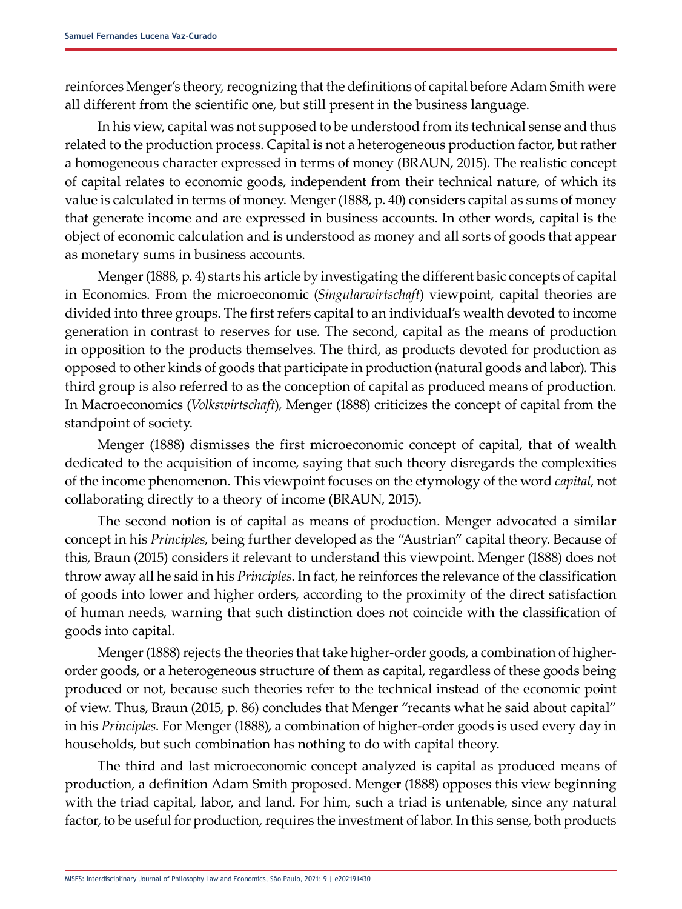reinforces Menger's theory, recognizing that the definitions of capital before Adam Smith were all different from the scientific one, but still present in the business language.

In his view, capital was not supposed to be understood from its technical sense and thus related to the production process. Capital is not a heterogeneous production factor, but rather a homogeneous character expressed in terms of money (BRAUN, 2015). The realistic concept of capital relates to economic goods, independent from their technical nature, of which its value is calculated in terms of money. Menger (1888, p. 40) considers capital as sums of money that generate income and are expressed in business accounts. In other words, capital is the object of economic calculation and is understood as money and all sorts of goods that appear as monetary sums in business accounts.

Menger (1888, p. 4) starts his article by investigating the different basic concepts of capital in Economics. From the microeconomic (*Singularwirtschaft*) viewpoint, capital theories are divided into three groups. The first refers capital to an individual's wealth devoted to income generation in contrast to reserves for use. The second, capital as the means of production in opposition to the products themselves. The third, as products devoted for production as opposed to other kinds of goods that participate in production (natural goods and labor). This third group is also referred to as the conception of capital as produced means of production. In Macroeconomics (*Volkswirtschaft*), Menger (1888) criticizes the concept of capital from the standpoint of society.

Menger (1888) dismisses the first microeconomic concept of capital, that of wealth dedicated to the acquisition of income, saying that such theory disregards the complexities of the income phenomenon. This viewpoint focuses on the etymology of the word *capital*, not collaborating directly to a theory of income (BRAUN, 2015).

The second notion is of capital as means of production. Menger advocated a similar concept in his *Principles*, being further developed as the "Austrian" capital theory. Because of this, Braun (2015) considers it relevant to understand this viewpoint. Menger (1888) does not throw away all he said in his *Principles*. In fact, he reinforces the relevance of the classification of goods into lower and higher orders, according to the proximity of the direct satisfaction of human needs, warning that such distinction does not coincide with the classification of goods into capital.

Menger (1888) rejects the theories that take higher-order goods, a combination of higher-order goods, or a heterogeneous structure of them as capital, regardless of these goods being produced or not, because such theories refer to the technical instead of the economic point of view. Thus, Braun (2015, p. 86) concludes that Menger "recants what he said about capital" in his *Principles*. For Menger (1888), a combination of higher-order goods is used every day in households, but such combination has nothing to do with capital theory.

The third and last microeconomic concept analyzed is capital as produced means of production, a definition Adam Smith proposed. Menger (1888) opposes this view beginning with the triad capital, labor, and land. For him, such a triad is untenable, since any natural factor, to be useful for production, requires the investment of labor. In this sense, both products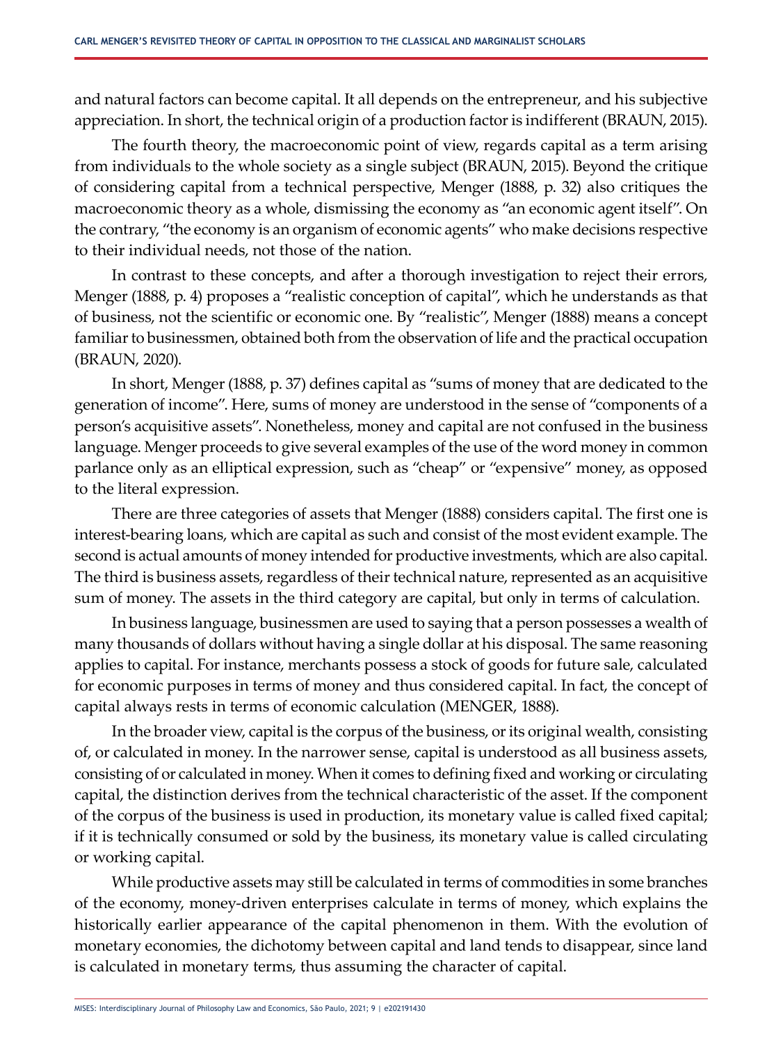and natural factors can become capital. It all depends on the entrepreneur, and his subjective appreciation. In short, the technical origin of a production factor is indifferent (BRAUN, 2015).

The fourth theory, the macroeconomic point of view, regards capital as a term arising from individuals to the whole society as a single subject (BRAUN, 2015). Beyond the critique of considering capital from a technical perspective, Menger (1888, p. 32) also critiques the macroeconomic theory as a whole, dismissing the economy as "an economic agent itself". On the contrary, "the economy is an organism of economic agents" who make decisions respective to their individual needs, not those of the nation.

In contrast to these concepts, and after a thorough investigation to reject their errors, Menger (1888, p. 4) proposes a "realistic conception of capital", which he understands as that of business, not the scientific or economic one. By "realistic", Menger (1888) means a concept familiar to businessmen, obtained both from the observation of life and the practical occupation (BRAUN, 2020).

In short, Menger (1888, p. 37) defines capital as "sums of money that are dedicated to the generation of income". Here, sums of money are understood in the sense of "components of a person's acquisitive assets". Nonetheless, money and capital are not confused in the business language. Menger proceeds to give several examples of the use of the word money in common parlance only as an elliptical expression, such as "cheap" or "expensive" money, as opposed to the literal expression.

There are three categories of assets that Menger (1888) considers capital. The first one is interest-bearing loans, which are capital as such and consist of the most evident example. The second is actual amounts of money intended for productive investments, which are also capital. The third is business assets, regardless of their technical nature, represented as an acquisitive sum of money. The assets in the third category are capital, but only in terms of calculation.

In business language, businessmen are used to saying that a person possesses a wealth of many thousands of dollars without having a single dollar at his disposal. The same reasoning applies to capital. For instance, merchants possess a stock of goods for future sale, calculated for economic purposes in terms of money and thus considered capital. In fact, the concept of capital always rests in terms of economic calculation (MENGER, 1888).

In the broader view, capital is the corpus of the business, or its original wealth, consisting of, or calculated in money. In the narrower sense, capital is understood as all business assets, consisting of or calculated in money. When it comes to defining fixed and working or circulating capital, the distinction derives from the technical characteristic of the asset. If the component of the corpus of the business is used in production, its monetary value is called fixed capital; if it is technically consumed or sold by the business, its monetary value is called circulating or working capital.

While productive assets may still be calculated in terms of commodities in some branches of the economy, money-driven enterprises calculate in terms of money, which explains the historically earlier appearance of the capital phenomenon in them. With the evolution of monetary economies, the dichotomy between capital and land tends to disappear, since land is calculated in monetary terms, thus assuming the character of capital.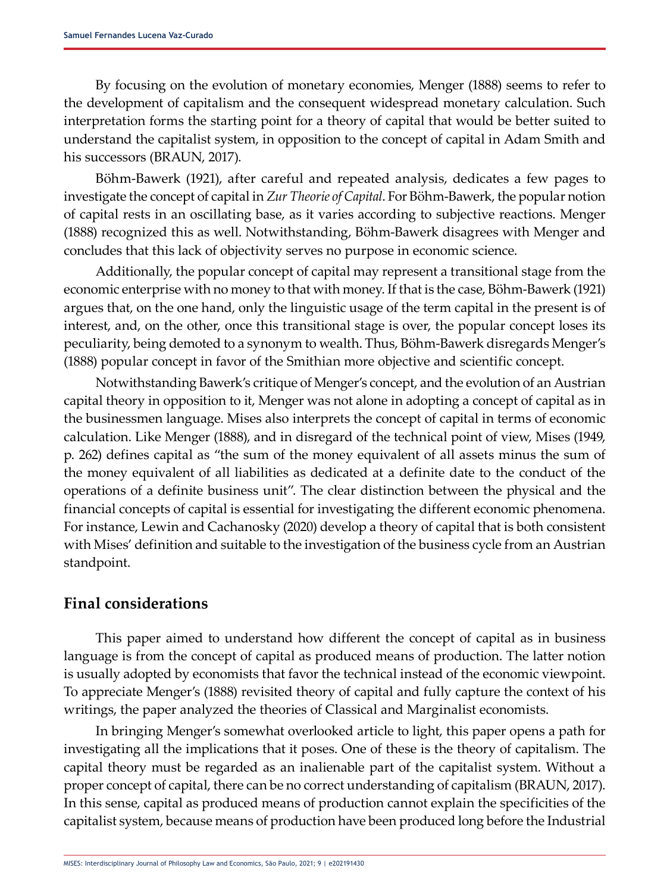By focusing on the evolution of monetary economies, Menger (1888) seems to refer to the development of capitalism and the consequent widespread monetary calculation. Such interpretation forms the starting point for a theory of capital that would be better suited to understand the capitalist system, in opposition to the concept of capital in Adam Smith and his successors (BRAUN, 2017).

Böhm-Bawerk (1921), after careful and repeated analysis, dedicates a few pages to investigate the concept of capital in *Zur Theorie of Capital*. For Böhm-Bawerk, the popular notion of capital rests in an oscillating base, as it varies according to subjective reactions. Menger (1888) recognized this as well. Notwithstanding, Böhm-Bawerk disagrees with Menger and concludes that this lack of objectivity serves no purpose in economic science.

Additionally, the popular concept of capital may represent a transitional stage from the economic enterprise with no money to that with money. If that is the case, Böhm-Bawerk (1921) argues that, on the one hand, only the linguistic usage of the term capital in the present is of interest, and, on the other, once this transitional stage is over, the popular concept loses its peculiarity, being demoted to a synonym to wealth. Thus, Böhm-Bawerk disregards Menger's (1888) popular concept in favor of the Smithian more objective and scientific concept.

Notwithstanding Bawerk's critique of Menger's concept, and the evolution of an Austrian capital theory in opposition to it, Menger was not alone in adopting a concept of capital as in the businessmen language. Mises also interprets the concept of capital in terms of economic calculation. Like Menger (1888), and in disregard of the technical point of view, Mises (1949, p. 262) defines capital as "the sum of the money equivalent of all assets minus the sum of the money equivalent of all liabilities as dedicated at a definite date to the conduct of the operations of a definite business unit". The clear distinction between the physical and the financial concepts of capital is essential for investigating the different economic phenomena. For instance, Lewin and Cachanosky (2020) develop a theory of capital that is both consistent with Mises' definition and suitable to the investigation of the business cycle from an Austrian standpoint.

## Final considerations

This paper aimed to understand how different the concept of capital as in business language is from the concept of capital as produced means of production. The latter notion is usually adopted by economists that favor the technical instead of the economic viewpoint. To appreciate Menger's (1888) revisited theory of capital and fully capture the context of his writings, the paper analyzed the theories of Classical and Marginalist economists.

In bringing Menger's somewhat overlooked article to light, this paper opens a path for investigating all the implications that it poses. One of these is the theory of capitalism. The capital theory must be regarded as an inalienable part of the capitalist system. Without a proper concept of capital, there can be no correct understanding of capitalism (BRAUN, 2017). In this sense, capital as produced means of production cannot explain the specificities of the capitalist system, because means of production have been produced long before the Industrial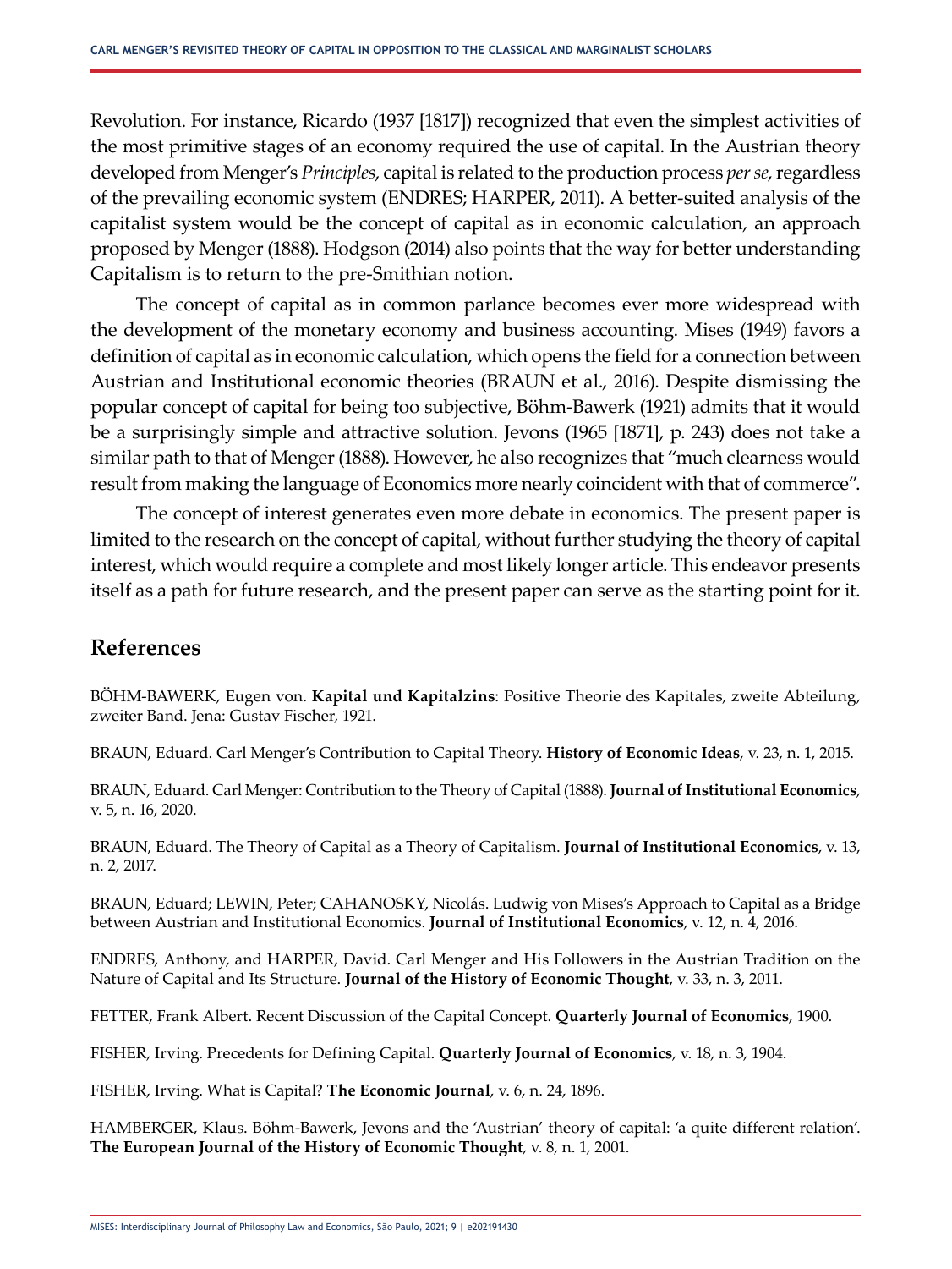Revolution. For instance, Ricardo (1937 [1817]) recognized that even the simplest activities of the most primitive stages of an economy required the use of capital. In the Austrian theory developed from Menger's *Principles*, capital is related to the production process *per se*, regardless of the prevailing economic system (ENDRES; HARPER, 2011). A better-suited analysis of the capitalist system would be the concept of capital as in economic calculation, an approach proposed by Menger (1888). Hodgson (2014) also points that the way for better understanding Capitalism is to return to the pre-Smithian notion.

The concept of capital as in common parlance becomes ever more widespread with the development of the monetary economy and business accounting. Mises (1949) favors a definition of capital as in economic calculation, which opens the field for a connection between Austrian and Institutional economic theories (BRAUN et al., 2016). Despite dismissing the popular concept of capital for being too subjective, Böhm-Bawerk (1921) admits that it would be a surprisingly simple and attractive solution. Jevons (1965 [1871], p. 243) does not take a similar path to that of Menger (1888). However, he also recognizes that "much clearness would result from making the language of Economics more nearly coincident with that of commerce".

The concept of interest generates even more debate in economics. The present paper is limited to the research on the concept of capital, without further studying the theory of capital interest, which would require a complete and most likely longer article. This endeavor presents itself as a path for future research, and the present paper can serve as the starting point for it.

## References

BÖHM-BAWERK, Eugen von. **Kapital und Kapitalzins**: Positive Theorie des Kapitales, zweite Abteilung, zweiter Band. Jena: Gustav Fischer, 1921.

BRAUN, Eduard. Carl Menger's Contribution to Capital Theory. **History of Economic Ideas**, v. 23, n. 1, 2015.

BRAUN, Eduard. Carl Menger: Contribution to the Theory of Capital (1888). **Journal of Institutional Economics**, v. 5, n. 16, 2020.

BRAUN, Eduard. The Theory of Capital as a Theory of Capitalism. **Journal of Institutional Economics**, v. 13, n. 2, 2017.

BRAUN, Eduard; LEWIN, Peter; CAHANOSKY, Nicolás. Ludwig von Mises's Approach to Capital as a Bridge between Austrian and Institutional Economics. **Journal of Institutional Economics**, v. 12, n. 4, 2016.

ENDRES, Anthony, and HARPER, David. Carl Menger and His Followers in the Austrian Tradition on the Nature of Capital and Its Structure. **Journal of the History of Economic Thought**, v. 33, n. 3, 2011.

FETTER, Frank Albert. Recent Discussion of the Capital Concept. **Quarterly Journal of Economics**, 1900.

FISHER, Irving. Precedents for Defining Capital. **Quarterly Journal of Economics**, v. 18, n. 3, 1904.

FISHER, Irving. What is Capital? **The Economic Journal**, v. 6, n. 24, 1896.

HAMBERGER, Klaus. Böhm-Bawerk, Jevons and the 'Austrian' theory of capital: 'a quite different relation'. **The European Journal of the History of Economic Thought**, v. 8, n. 1, 2001.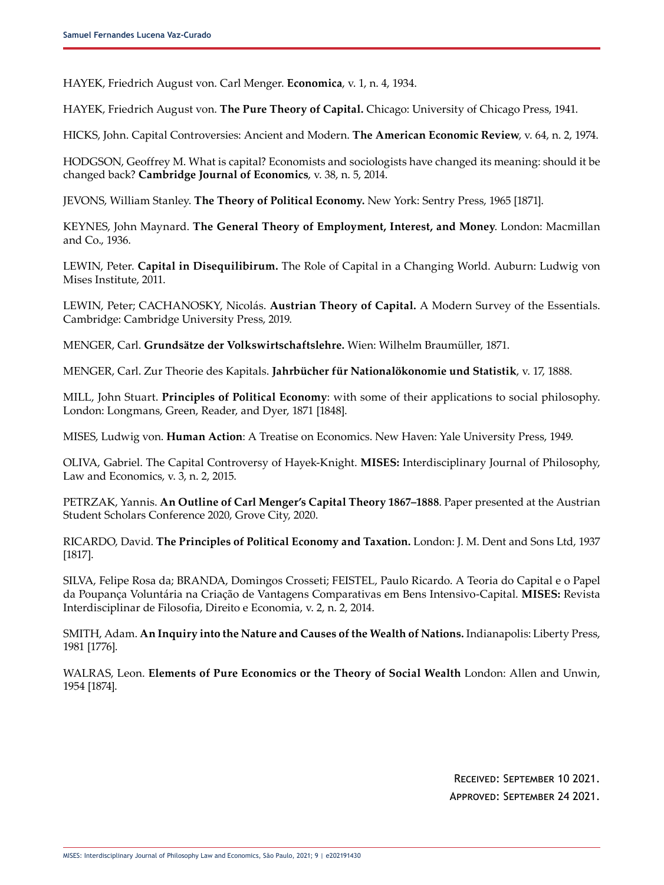HAYEK, Friedrich August von. Carl Menger. **Economica**, v. 1, n. 4, 1934.

HAYEK, Friedrich August von. **The Pure Theory of Capital.** Chicago: University of Chicago Press, 1941.

HICKS, John. Capital Controversies: Ancient and Modern. **The American Economic Review**, v. 64, n. 2, 1974.

HODGSON, Geoffrey M. What is capital? Economists and sociologists have changed its meaning: should it be changed back? **Cambridge Journal of Economics**, v. 38, n. 5, 2014.

JEVONS, William Stanley. **The Theory of Political Economy.** New York: Sentry Press, 1965 [1871].

KEYNES, John Maynard. **The General Theory of Employment, Interest, and Money**. London: Macmillan and Co., 1936.

LEWIN, Peter. **Capital in Disequilibirum.** The Role of Capital in a Changing World. Auburn: Ludwig von Mises Institute, 2011.

LEWIN, Peter; CACHANOSKY, Nicolás. **Austrian Theory of Capital.** A Modern Survey of the Essentials. Cambridge: Cambridge University Press, 2019.

MENGER, Carl. **Grundsätze der Volkswirtschaftslehre.** Wien: Wilhelm Braumüller, 1871.

MENGER, Carl. Zur Theorie des Kapitals. **Jahrbücher für Nationalökonomie und Statistik**, v. 17, 1888.

MILL, John Stuart. **Principles of Political Economy**: with some of their applications to social philosophy. London: Longmans, Green, Reader, and Dyer, 1871 [1848].

MISES, Ludwig von. **Human Action**: A Treatise on Economics. New Haven: Yale University Press, 1949.

OLIVA, Gabriel. The Capital Controversy of Hayek-Knight. **MISES:** Interdisciplinary Journal of Philosophy, Law and Economics, v. 3, n. 2, 2015.

PETRZAK, Yannis. **An Outline of Carl Menger's Capital Theory 1867–1888**. Paper presented at the Austrian Student Scholars Conference 2020, Grove City, 2020.

RICARDO, David. **The Principles of Political Economy and Taxation.** London: J. M. Dent and Sons Ltd, 1937 [1817].

SILVA, Felipe Rosa da; BRANDA, Domingos Crosseti; FEISTEL, Paulo Ricardo. A Teoria do Capital e o Papel da Poupança Voluntária na Criação de Vantagens Comparativas em Bens Intensivo-Capital. **MISES:** Revista Interdisciplinar de Filosofia, Direito e Economia, v. 2, n. 2, 2014.

SMITH, Adam. **An Inquiry into the Nature and Causes of the Wealth of Nations.** Indianapolis: Liberty Press, 1981 [1776].

WALRAS, Leon. **Elements of Pure Economics or the Theory of Social Wealth** London: Allen and Unwin, 1954 [1874].

Received: September 10 2021.
Approved: September 24 2021.